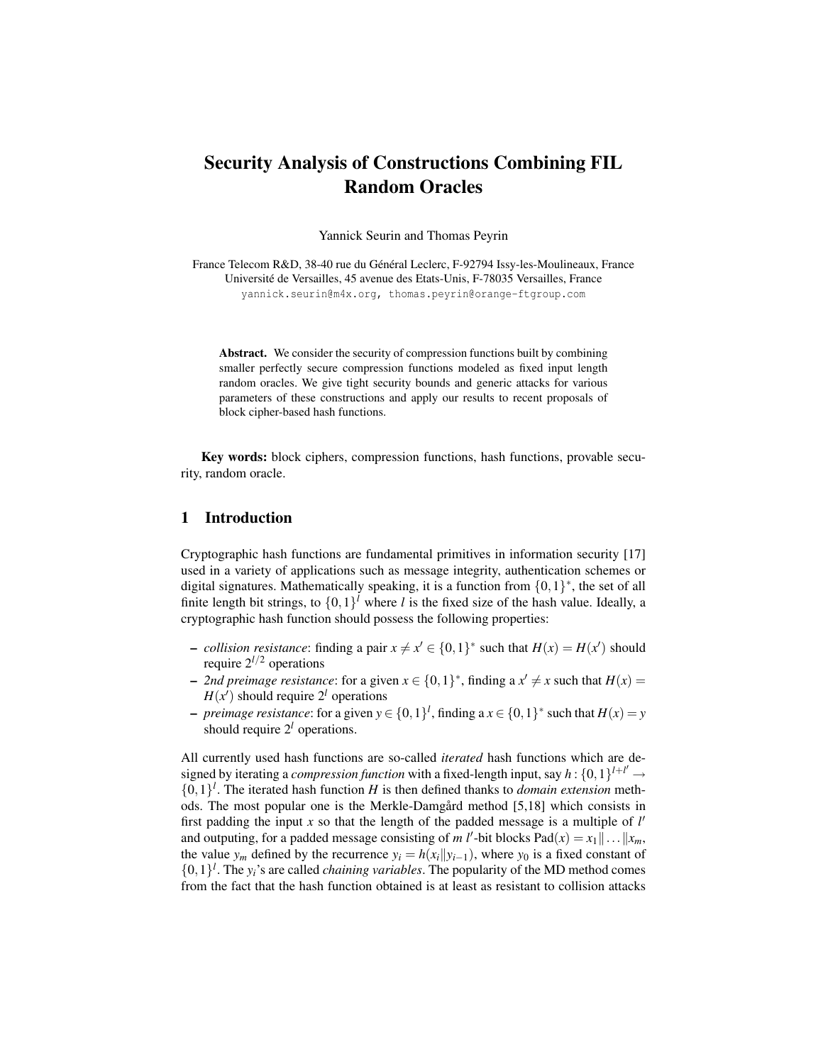# Security Analysis of Constructions Combining FIL Random Oracles

Yannick Seurin and Thomas Peyrin

France Telecom R&D, 38-40 rue du Général Leclerc, F-92794 Issy-les-Moulineaux, France
Université de Versailles, 45 avenue des Etats-Unis, F-78035 Versailles, France
yannick.seurin@m4x.org, thomas.peyrin@orange-ftgroup.com

**Abstract.** We consider the security of compression functions built by combining smaller perfectly secure compression functions modeled as fixed input length random oracles. We give tight security bounds and generic attacks for various parameters of these constructions and apply our results to recent proposals of block cipher-based hash functions.

**Key words:** block ciphers, compression functions, hash functions, provable security, random oracle.

## 1 Introduction

Cryptographic hash functions are fundamental primitives in information security [17] used in a variety of applications such as message integrity, authentication schemes or digital signatures. Mathematically speaking, it is a function from $\{0,1\}^*$, the set of all finite length bit strings, to $\{0,1\}^l$ where $l$ is the fixed size of the hash value. Ideally, a cryptographic hash function should possess the following properties:

- *collision resistance*: finding a pair $x \neq x' \in \{0,1\}^*$ such that $H(x) = H(x')$ should require $2^{l/2}$ operations
- *2nd preimage resistance*: for a given $x \in \{0,1\}^*$, finding a $x' \neq x$ such that $H(x) = H(x')$ should require $2^l$ operations
- *preimage resistance*: for a given $y \in \{0,1\}^l$, finding a $x \in \{0,1\}^*$ such that $H(x) = y$ should require $2^l$ operations.

All currently used hash functions are so-called *iterated* hash functions which are designed by iterating a *compression function* with a fixed-length input, say $h : \{0,1\}^{l+l'} \rightarrow \{0,1\}^l$. The iterated hash function $H$ is then defined thanks to *domain extension* methods. The most popular one is the Merkle-Damgård method [5,18] which consists in first padding the input $x$ so that the length of the padded message is a multiple of $l'$ and outputing, for a padded message consisting of $m$ $l'$-bit blocks $\mathrm{Pad}(x) = x_1 \| \ldots \| x_m$, the value $y_m$ defined by the recurrence $y_i = h(x_i \| y_{i-1})$, where $y_0$ is a fixed constant of $\{0,1\}^l$. The $y_i$'s are called *chaining variables*. The popularity of the MD method comes from the fact that the hash function obtained is at least as resistant to collision attacks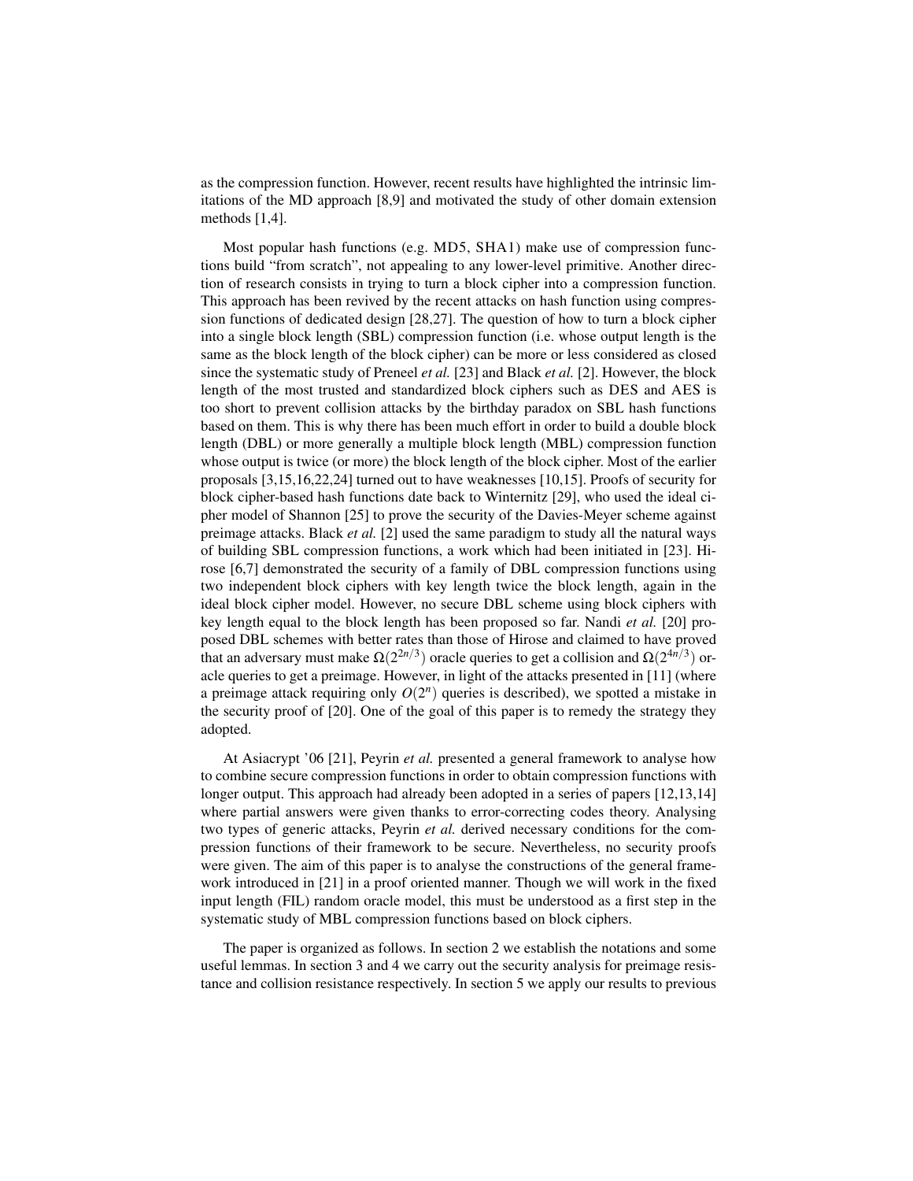as the compression function. However, recent results have highlighted the intrinsic limitations of the MD approach [8,9] and motivated the study of other domain extension methods [1,4].

Most popular hash functions (e.g. MD5, SHA1) make use of compression functions build "from scratch", not appealing to any lower-level primitive. Another direction of research consists in trying to turn a block cipher into a compression function. This approach has been revived by the recent attacks on hash function using compression functions of dedicated design [28,27]. The question of how to turn a block cipher into a single block length (SBL) compression function (i.e. whose output length is the same as the block length of the block cipher) can be more or less considered as closed since the systematic study of Preneel *et al.* [23] and Black *et al.* [2]. However, the block length of the most trusted and standardized block ciphers such as DES and AES is too short to prevent collision attacks by the birthday paradox on SBL hash functions based on them. This is why there has been much effort in order to build a double block length (DBL) or more generally a multiple block length (MBL) compression function whose output is twice (or more) the block length of the block cipher. Most of the earlier proposals [3,15,16,22,24] turned out to have weaknesses [10,15]. Proofs of security for block cipher-based hash functions date back to Winternitz [29], who used the ideal cipher model of Shannon [25] to prove the security of the Davies-Meyer scheme against preimage attacks. Black *et al.* [2] used the same paradigm to study all the natural ways of building SBL compression functions, a work which had been initiated in [23]. Hirose [6,7] demonstrated the security of a family of DBL compression functions using two independent block ciphers with key length twice the block length, again in the ideal block cipher model. However, no secure DBL scheme using block ciphers with key length equal to the block length has been proposed so far. Nandi *et al.* [20] proposed DBL schemes with better rates than those of Hirose and claimed to have proved that an adversary must make $\Omega(2^{2n/3})$ oracle queries to get a collision and $\Omega(2^{4n/3})$ oracle queries to get a preimage. However, in light of the attacks presented in [11] (where a preimage attack requiring only $O(2^n)$ queries is described), we spotted a mistake in the security proof of [20]. One of the goal of this paper is to remedy the strategy they adopted.

At Asiacrypt '06 [21], Peyrin *et al.* presented a general framework to analyse how to combine secure compression functions in order to obtain compression functions with longer output. This approach had already been adopted in a series of papers [12,13,14] where partial answers were given thanks to error-correcting codes theory. Analysing two types of generic attacks, Peyrin *et al.* derived necessary conditions for the compression functions of their framework to be secure. Nevertheless, no security proofs were given. The aim of this paper is to analyse the constructions of the general framework introduced in [21] in a proof oriented manner. Though we will work in the fixed input length (FIL) random oracle model, this must be understood as a first step in the systematic study of MBL compression functions based on block ciphers.

The paper is organized as follows. In section 2 we establish the notations and some useful lemmas. In section 3 and 4 we carry out the security analysis for preimage resistance and collision resistance respectively. In section 5 we apply our results to previous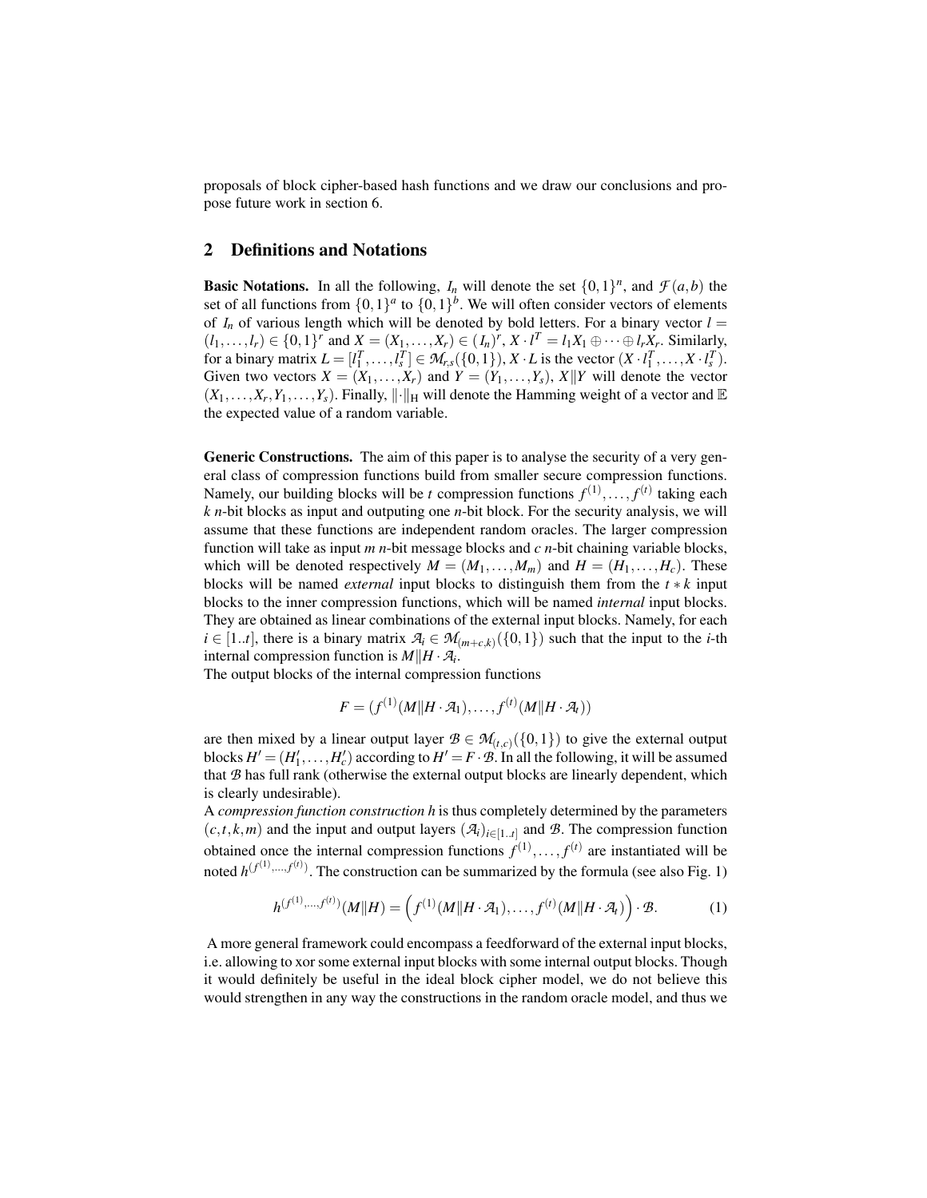proposals of block cipher-based hash functions and we draw our conclusions and propose future work in section 6.

## 2 Definitions and Notations

**Basic Notations.** In all the following, $I_n$ will denote the set $\{0,1\}^n$, and $\mathcal{F}(a,b)$ the set of all functions from $\{0,1\}^a$ to $\{0,1\}^b$. We will often consider vectors of elements of $I_n$ of various length which will be denoted by bold letters. For a binary vector $l = (l_1,\ldots,l_r) \in \{0,1\}^r$ and $X = (X_1,\ldots,X_r) \in (I_n)^r$, $X \cdot l^T = l_1 X_1 \oplus \cdots \oplus l_r X_r$. Similarly, for a binary matrix $L = [l_1^T,\ldots,l_s^T] \in \mathcal{M}_{r,s}(\{0,1\})$, $X \cdot L$ is the vector $(X \cdot l_1^T,\ldots,X \cdot l_s^T)$. Given two vectors $X = (X_1,\ldots,X_r)$ and $Y = (Y_1,\ldots,Y_s)$, $X\|Y$ will denote the vector $(X_1,\ldots,X_r,Y_1,\ldots,Y_s)$. Finally, $\|\cdot\|_{\mathrm{H}}$ will denote the Hamming weight of a vector and $\mathbb{E}$ the expected value of a random variable.

**Generic Constructions.** The aim of this paper is to analyse the security of a very general class of compression functions build from smaller secure compression functions. Namely, our building blocks will be $t$ compression functions $f^{(1)},\ldots,f^{(t)}$ taking each $k$ $n$-bit blocks as input and outputing one $n$-bit block. For the security analysis, we will assume that these functions are independent random oracles. The larger compression function will take as input $m$ $n$-bit message blocks and $c$ $n$-bit chaining variable blocks, which will be denoted respectively $M = (M_1,\ldots,M_m)$ and $H = (H_1,\ldots,H_c)$. These blocks will be named *external* input blocks to distinguish them from the $t * k$ input blocks to the inner compression functions, which will be named *internal* input blocks. They are obtained as linear combinations of the external input blocks. Namely, for each $i \in [1..t]$, there is a binary matrix $\mathcal{A}_i \in \mathcal{M}_{(m+c,k)}(\{0,1\})$ such that the input to the $i$-th internal compression function is $M\|H \cdot \mathcal{A}_i$.
The output blocks of the internal compression functions

$$F = (f^{(1)}(M\|H \cdot \mathcal{A}_1),\ldots,f^{(t)}(M\|H \cdot \mathcal{A}_t))$$

are then mixed by a linear output layer $\mathcal{B} \in \mathcal{M}_{(t,c)}(\{0,1\})$ to give the external output blocks $H' = (H'_1,\ldots,H'_c)$ according to $H' = F \cdot \mathcal{B}$. In all the following, it will be assumed that $\mathcal{B}$ has full rank (otherwise the external output blocks are linearly dependent, which is clearly undesirable).
A *compression function construction* $h$ is thus completely determined by the parameters $(c,t,k,m)$ and the input and output layers $(\mathcal{A}_i)_{i\in[1..t]}$ and $\mathcal{B}$. The compression function obtained once the internal compression functions $f^{(1)},\ldots,f^{(t)}$ are instantiated will be noted $h^{(f^{(1)},\ldots,f^{(t)})}$. The construction can be summarized by the formula (see also Fig. 1)

$$h^{(f^{(1)},\ldots,f^{(t)})}(M\|H) = \left(f^{(1)}(M\|H \cdot \mathcal{A}_1),\ldots,f^{(t)}(M\|H \cdot \mathcal{A}_t)\right) \cdot \mathcal{B}. \tag{1}$$

A more general framework could encompass a feedforward of the external input blocks, i.e. allowing to xor some external input blocks with some internal output blocks. Though it would definitely be useful in the ideal block cipher model, we do not believe this would strengthen in any way the constructions in the random oracle model, and thus we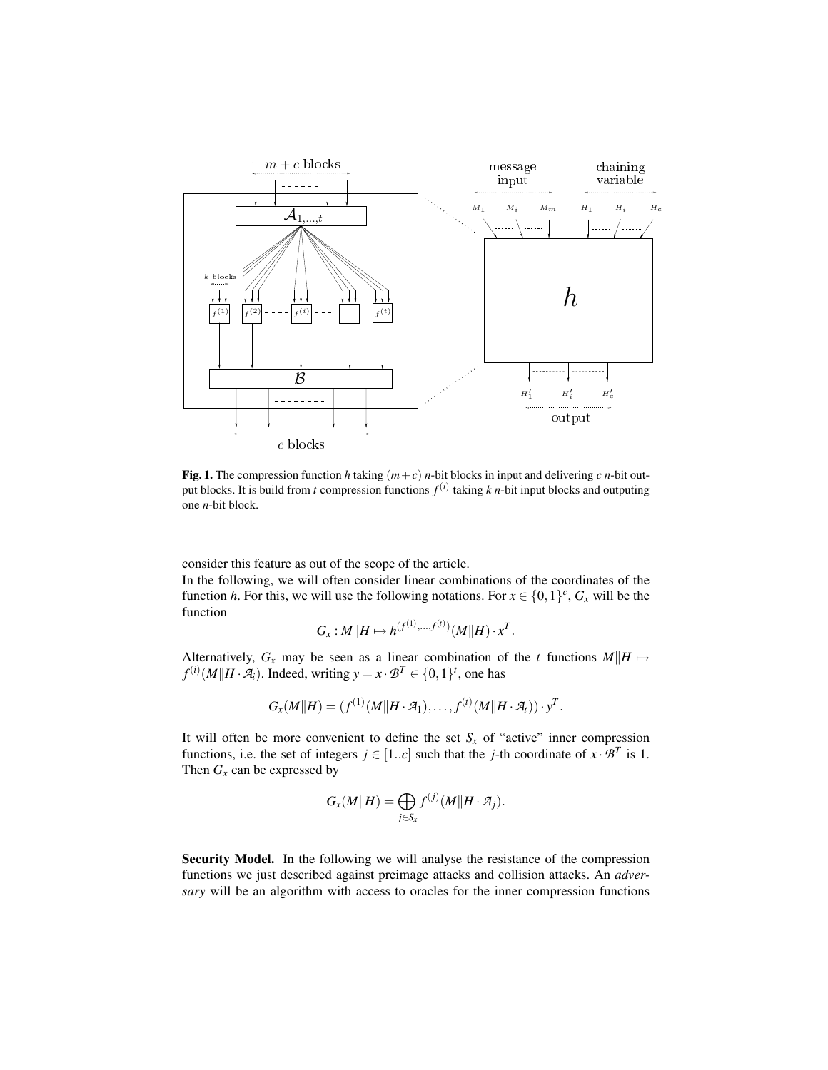**Fig. 1.** The compression function $h$ taking $(m+c)$ $n$-bit blocks in input and delivering $c$ $n$-bit output blocks. It is build from $t$ compression functions $f^{(i)}$ taking $k$ $n$-bit input blocks and outputing one $n$-bit block.

consider this feature as out of the scope of the article.

In the following, we will often consider linear combinations of the coordinates of the function $h$. For this, we will use the following notations. For $x \in \{0,1\}^c$, $G_x$ will be the function

$$G_x : M\|H \mapsto h^{(f^{(1)},\ldots,f^{(t)})}(M\|H) \cdot x^T.$$

Alternatively, $G_x$ may be seen as a linear combination of the $t$ functions $M\|H \mapsto f^{(i)}(M\|H \cdot \mathcal{A}_i)$. Indeed, writing $y = x \cdot \mathcal{B}^T \in \{0,1\}^t$, one has

$$G_x(M\|H) = (f^{(1)}(M\|H \cdot \mathcal{A}_1), \ldots, f^{(t)}(M\|H \cdot \mathcal{A}_t)) \cdot y^T.$$

It will often be more convenient to define the set $S_x$ of "active" inner compression functions, i.e. the set of integers $j \in [1..c]$ such that the $j$-th coordinate of $x \cdot \mathcal{B}^T$ is 1. Then $G_x$ can be expressed by

$$G_x(M\|H) = \bigoplus_{j \in S_x} f^{(j)}(M\|H \cdot \mathcal{A}_j).$$

**Security Model.** In the following we will analyse the resistance of the compression functions we just described against preimage attacks and collision attacks. An *adversary* will be an algorithm with access to oracles for the inner compression functions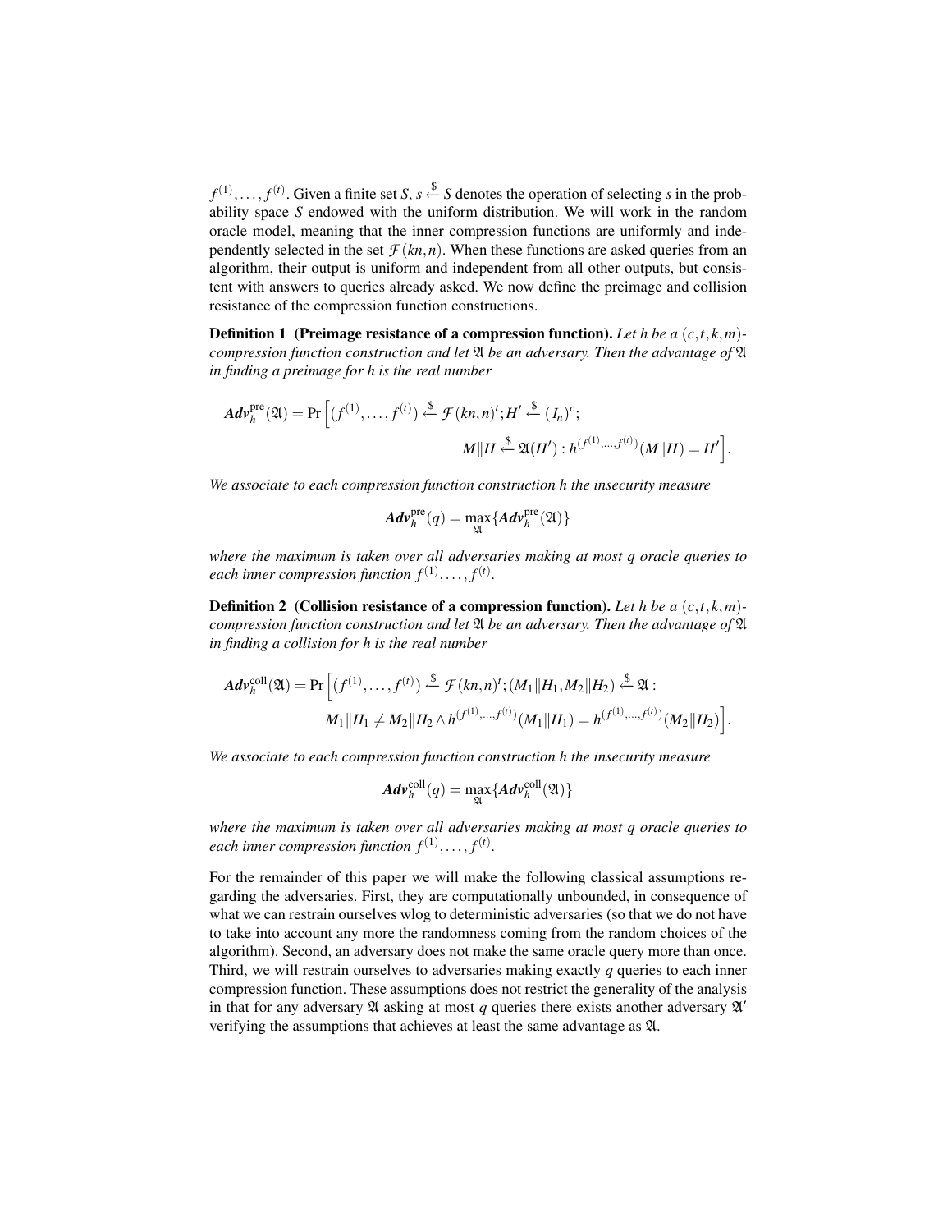$f^{(1)},\dots,f^{(t)}$. Given a finite set $S$, $s \xleftarrow{\$} S$ denotes the operation of selecting $s$ in the probability space $S$ endowed with the uniform distribution. We will work in the random oracle model, meaning that the inner compression functions are uniformly and independently selected in the set $\mathcal{F}(kn,n)$. When these functions are asked queries from an algorithm, their output is uniform and independent from all other outputs, but consistent with answers to queries already asked. We now define the preimage and collision resistance of the compression function constructions.

**Definition 1 (Preimage resistance of a compression function).** *Let $h$ be a $(c,t,k,m)$-compression function construction and let $\mathfrak{A}$ be an adversary. Then the advantage of $\mathfrak{A}$ in finding a preimage for $h$ is the real number*

$$\boldsymbol{Adv}_h^{\mathrm{pre}}(\mathfrak{A}) = \Pr\Big[(f^{(1)},\dots,f^{(t)}) \xleftarrow{\$} \mathcal{F}(kn,n)^t; H' \xleftarrow{\$} (I_n)^c; \\ M\|H \xleftarrow{\$} \mathfrak{A}(H') : h^{(f^{(1)},\dots,f^{(t)})}(M\|H) = H'\Big].$$

*We associate to each compression function construction $h$ the insecurity measure*

$$\boldsymbol{Adv}_h^{\mathrm{pre}}(q) = \max_{\mathfrak{A}}\{\boldsymbol{Adv}_h^{\mathrm{pre}}(\mathfrak{A})\}$$

*where the maximum is taken over all adversaries making at most $q$ oracle queries to each inner compression function $f^{(1)},\dots,f^{(t)}$.*

**Definition 2 (Collision resistance of a compression function).** *Let $h$ be a $(c,t,k,m)$-compression function construction and let $\mathfrak{A}$ be an adversary. Then the advantage of $\mathfrak{A}$ in finding a collision for $h$ is the real number*

$$\boldsymbol{Adv}_h^{\mathrm{coll}}(\mathfrak{A}) = \Pr\Big[(f^{(1)},\dots,f^{(t)}) \xleftarrow{\$} \mathcal{F}(kn,n)^t; (M_1\|H_1, M_2\|H_2) \xleftarrow{\$} \mathfrak{A} : \\ M_1\|H_1 \neq M_2\|H_2 \wedge h^{(f^{(1)},\dots,f^{(t)})}(M_1\|H_1) = h^{(f^{(1)},\dots,f^{(t)})}(M_2\|H_2)\Big].$$

*We associate to each compression function construction $h$ the insecurity measure*

$$\boldsymbol{Adv}_h^{\mathrm{coll}}(q) = \max_{\mathfrak{A}}\{\boldsymbol{Adv}_h^{\mathrm{coll}}(\mathfrak{A})\}$$

*where the maximum is taken over all adversaries making at most $q$ oracle queries to each inner compression function $f^{(1)},\dots,f^{(t)}$.*

For the remainder of this paper we will make the following classical assumptions regarding the adversaries. First, they are computationally unbounded, in consequence of what we can restrain ourselves wlog to deterministic adversaries (so that we do not have to take into account any more the randomness coming from the random choices of the algorithm). Second, an adversary does not make the same oracle query more than once. Third, we will restrain ourselves to adversaries making exactly $q$ queries to each inner compression function. These assumptions does not restrict the generality of the analysis in that for any adversary $\mathfrak{A}$ asking at most $q$ queries there exists another adversary $\mathfrak{A}'$ verifying the assumptions that achieves at least the same advantage as $\mathfrak{A}$.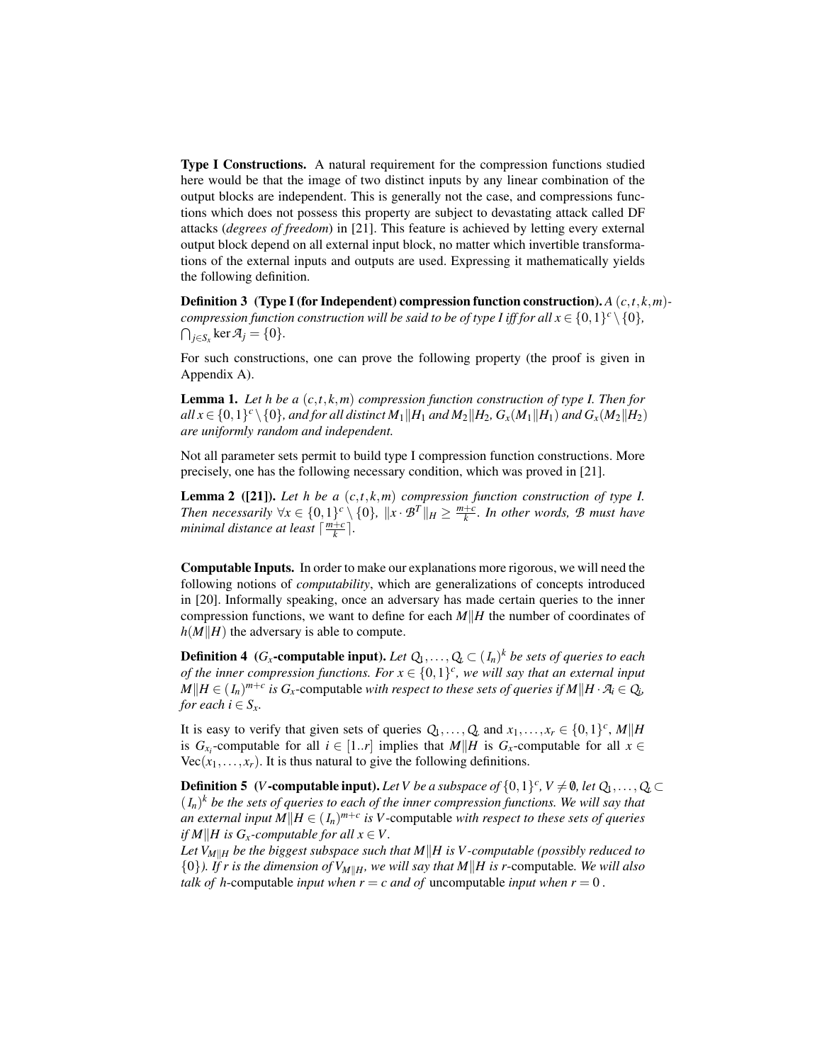**Type I Constructions.** A natural requirement for the compression functions studied here would be that the image of two distinct inputs by any linear combination of the output blocks are independent. This is generally not the case, and compressions functions which does not possess this property are subject to devastating attack called DF attacks (*degrees of freedom*) in [21]. This feature is achieved by letting every external output block depend on all external input block, no matter which invertible transformations of the external inputs and outputs are used. Expressing it mathematically yields the following definition.

**Definition 3 (Type I (for Independent) compression function construction).** *A $(c,t,k,m)$-compression function construction will be said to be of type I iff for all $x \in \{0,1\}^c \setminus \{0\}$, $\bigcap_{j \in S_x} \ker \mathcal{A}_j = \{0\}$.*

For such constructions, one can prove the following property (the proof is given in Appendix A).

**Lemma 1.** *Let $h$ be a $(c,t,k,m)$ compression function construction of type I. Then for all $x \in \{0,1\}^c \setminus \{0\}$, and for all distinct $M_1 \| H_1$ and $M_2 \| H_2$, $G_x(M_1 \| H_1)$ and $G_x(M_2 \| H_2)$ are uniformly random and independent.*

Not all parameter sets permit to build type I compression function constructions. More precisely, one has the following necessary condition, which was proved in [21].

**Lemma 2 ([21]).** *Let $h$ be a $(c,t,k,m)$ compression function construction of type I. Then necessarily $\forall x \in \{0,1\}^c \setminus \{0\}$, $\|x \cdot \mathcal{B}^T\|_H \geq \frac{m+c}{k}$. In other words, $\mathcal{B}$ must have minimal distance at least $\lceil \frac{m+c}{k} \rceil$.*

**Computable Inputs.** In order to make our explanations more rigorous, we will need the following notions of *computability*, which are generalizations of concepts introduced in [20]. Informally speaking, once an adversary has made certain queries to the inner compression functions, we want to define for each $M \| H$ the number of coordinates of $h(M \| H)$ the adversary is able to compute.

**Definition 4 ($G_x$-computable input).** *Let $Q_1, \ldots, Q_t \subset (I_n)^k$ be sets of queries to each of the inner compression functions. For $x \in \{0,1\}^c$, we will say that an external input $M \| H \in (I_n)^{m+c}$ is $G_x$*-computable *with respect to these sets of queries if $M \| H \cdot \mathcal{A}_i \in Q_i$, for each $i \in S_x$.*

It is easy to verify that given sets of queries $Q_1, \ldots, Q_t$ and $x_1, \ldots, x_r \in \{0,1\}^c$, $M \| H$ is $G_{x_i}$-computable for all $i \in [1..r]$ implies that $M \| H$ is $G_x$-computable for all $x \in \mathrm{Vec}(x_1, \ldots, x_r)$. It is thus natural to give the following definitions.

**Definition 5 ($V$-computable input).** *Let $V$ be a subspace of $\{0,1\}^c$, $V \neq \emptyset$, let $Q_1, \ldots, Q_t \subset (I_n)^k$ be the sets of queries to each of the inner compression functions. We will say that an external input $M \| H \in (I_n)^{m+c}$ is $V$*-computable *with respect to these sets of queries if $M \| H$ is $G_x$-computable for all $x \in V$.*
*Let $V_{M\|H}$ be the biggest subspace such that $M \| H$ is $V$-computable (possibly reduced to $\{0\}$). If $r$ is the dimension of $V_{M\|H}$, we will say that $M \| H$ is $r$*-computable*. We will also talk of $h$*-computable *input when $r = c$ and of* uncomputable *input when $r = 0$.*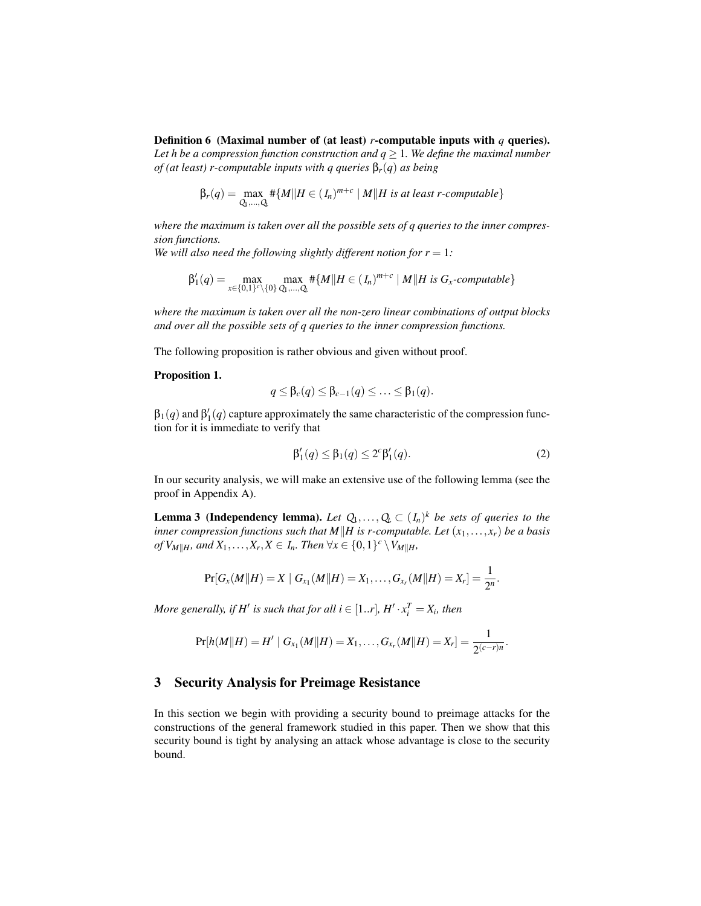**Definition 6 (Maximal number of (at least) $r$-computable inputs with $q$ queries).** *Let $h$ be a compression function construction and $q \geq 1$. We define the maximal number of (at least) $r$-computable inputs with $q$ queries $\beta_r(q)$ as being*

$$\beta_r(q) = \max_{Q_1,\ldots,Q_c} \#\{M\|H \in (I_n)^{m+c} \mid M\|H \text{ is at least } r\text{-computable}\}$$

*where the maximum is taken over all the possible sets of $q$ queries to the inner compression functions.*
*We will also need the following slightly different notion for $r = 1$:*

$$\beta_1'(q) = \max_{x \in \{0,1\}^c \setminus \{0\}} \max_{Q_1,\ldots,Q_c} \#\{M\|H \in (I_n)^{m+c} \mid M\|H \text{ is } G_x\text{-computable}\}$$

*where the maximum is taken over all the non-zero linear combinations of output blocks and over all the possible sets of $q$ queries to the inner compression functions.*

The following proposition is rather obvious and given without proof.

**Proposition 1.**

$$q \leq \beta_c(q) \leq \beta_{c-1}(q) \leq \ldots \leq \beta_1(q).$$

$\beta_1(q)$ and $\beta_1'(q)$ capture approximately the same characteristic of the compression function for it is immediate to verify that

$$\beta_1'(q) \leq \beta_1(q) \leq 2^c \beta_1'(q). \tag{2}$$

In our security analysis, we will make an extensive use of the following lemma (see the proof in Appendix A).

**Lemma 3 (Independency lemma).** *Let $Q_1,\ldots,Q_c \subset (I_n)^k$ be sets of queries to the inner compression functions such that $M\|H$ is $r$-computable. Let $(x_1,\ldots,x_r)$ be a basis of $V_{M\|H}$, and $X_1,\ldots,X_r,X \in I_n$. Then $\forall x \in \{0,1\}^c \setminus V_{M\|H}$,*

$$\Pr[G_x(M\|H) = X \mid G_{x_1}(M\|H) = X_1,\ldots,G_{x_r}(M\|H) = X_r] = \frac{1}{2^n}.$$

*More generally, if $H'$ is such that for all $i \in [1..r]$, $H' \cdot x_i^T = X_i$, then*

$$\Pr[h(M\|H) = H' \mid G_{x_1}(M\|H) = X_1,\ldots,G_{x_r}(M\|H) = X_r] = \frac{1}{2^{(c-r)n}}.$$

## 3 Security Analysis for Preimage Resistance

In this section we begin with providing a security bound to preimage attacks for the constructions of the general framework studied in this paper. Then we show that this security bound is tight by analysing an attack whose advantage is close to the security bound.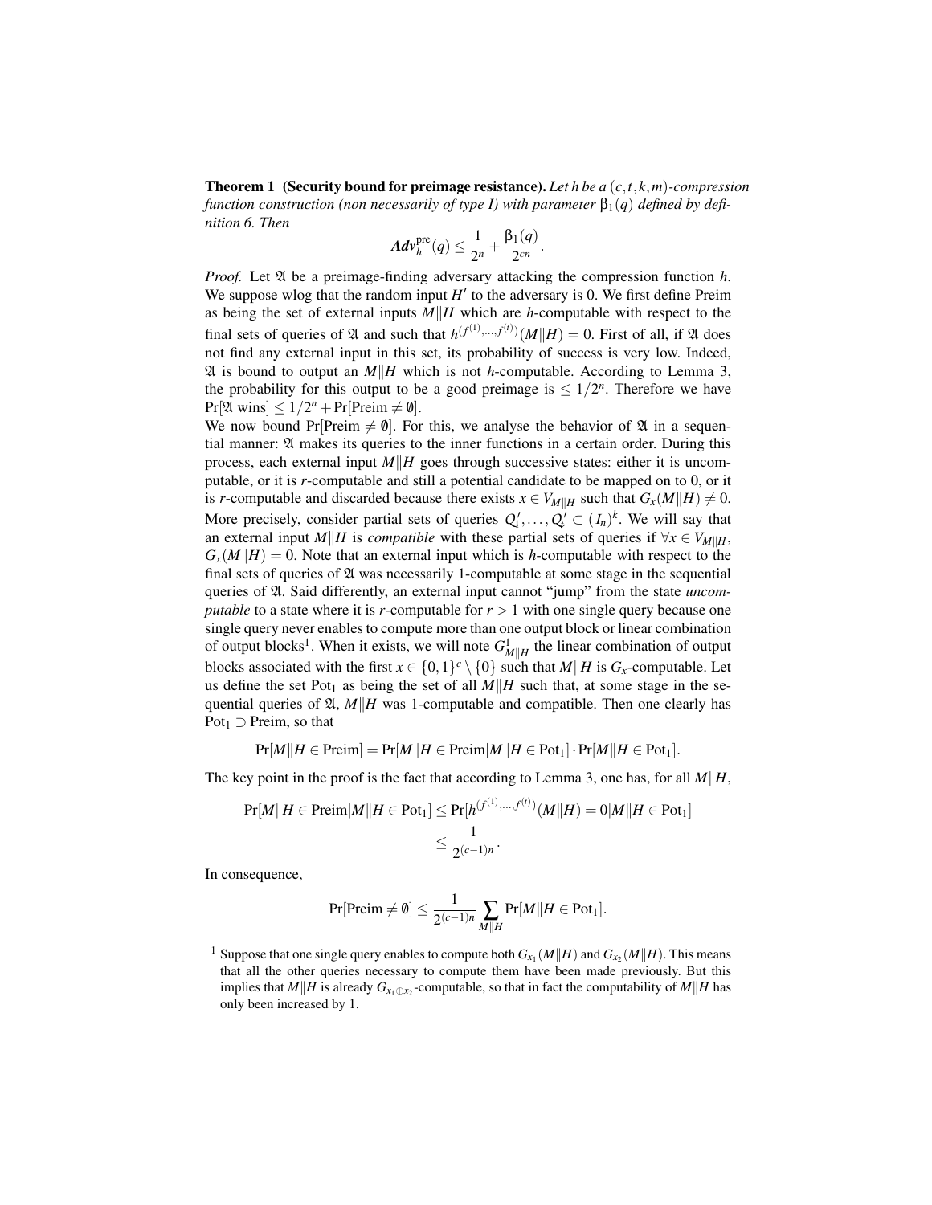**Theorem 1 (Security bound for preimage resistance).** *Let h be a $(c,t,k,m)$-compression function construction (non necessarily of type I) with parameter $\beta_1(q)$ defined by definition 6. Then*

$$\mathbf{Adv}_h^{\mathrm{pre}}(q) \leq \frac{1}{2^n} + \frac{\beta_1(q)}{2^{cn}}.$$

*Proof.* Let $\mathfrak{A}$ be a preimage-finding adversary attacking the compression function $h$. We suppose wlog that the random input $H'$ to the adversary is 0. We first define Preim as being the set of external inputs $M\|H$ which are $h$-computable with respect to the final sets of queries of $\mathfrak{A}$ and such that $h^{(f^{(1)},\ldots,f^{(t)})}(M\|H) = 0$. First of all, if $\mathfrak{A}$ does not find any external input in this set, its probability of success is very low. Indeed, $\mathfrak{A}$ is bound to output an $M\|H$ which is not $h$-computable. According to Lemma 3, the probability for this output to be a good preimage is $\leq 1/2^n$. Therefore we have $\Pr[\mathfrak{A} \text{ wins}] \leq 1/2^n + \Pr[\mathrm{Preim} \neq \emptyset]$.

We now bound $\Pr[\mathrm{Preim} \neq \emptyset]$. For this, we analyse the behavior of $\mathfrak{A}$ in a sequential manner: $\mathfrak{A}$ makes its queries to the inner functions in a certain order. During this process, each external input $M\|H$ goes through successive states: either it is uncomputable, or it is $r$-computable and still a potential candidate to be mapped on to 0, or it is $r$-computable and discarded because there exists $x \in V_{M\|H}$ such that $G_x(M\|H) \neq 0$. More precisely, consider partial sets of queries $Q'_1, \ldots, Q'_t \subset (I_n)^k$. We will say that an external input $M\|H$ is *compatible* with these partial sets of queries if $\forall x \in V_{M\|H}$, $G_x(M\|H) = 0$. Note that an external input which is $h$-computable with respect to the final sets of queries of $\mathfrak{A}$ was necessarily 1-computable at some stage in the sequential queries of $\mathfrak{A}$. Said differently, an external input cannot "jump" from the state *uncomputable* to a state where it is $r$-computable for $r > 1$ with one single query because one single query never enables to compute more than one output block or linear combination of output blocks[1]. When it exists, we will note $G^1_{M\|H}$ the linear combination of output blocks associated with the first $x \in \{0,1\}^c \setminus \{0\}$ such that $M\|H$ is $G_x$-computable. Let us define the set $\mathrm{Pot}_1$ as being the set of all $M\|H$ such that, at some stage in the sequential queries of $\mathfrak{A}$, $M\|H$ was 1-computable and compatible. Then one clearly has $\mathrm{Pot}_1 \supset \mathrm{Preim}$, so that

$$\Pr[M\|H \in \mathrm{Preim}] = \Pr[M\|H \in \mathrm{Preim} | M\|H \in \mathrm{Pot}_1] \cdot \Pr[M\|H \in \mathrm{Pot}_1].$$

The key point in the proof is the fact that according to Lemma 3, one has, for all $M\|H$,

$$\Pr[M\|H \in \mathrm{Preim} | M\|H \in \mathrm{Pot}_1] \leq \Pr[h^{(f^{(1)},\ldots,f^{(t)})}(M\|H) = 0 | M\|H \in \mathrm{Pot}_1]$$
$$\leq \frac{1}{2^{(c-1)n}}.$$

In consequence,

$$\Pr[\mathrm{Preim} \neq \emptyset] \leq \frac{1}{2^{(c-1)n}} \sum_{M\|H} \Pr[M\|H \in \mathrm{Pot}_1].$$

---

[1] Suppose that one single query enables to compute both $G_{x_1}(M\|H)$ and $G_{x_2}(M\|H)$. This means that all the other queries necessary to compute them have been made previously. But this implies that $M\|H$ is already $G_{x_1 \oplus x_2}$-computable, so that in fact the computability of $M\|H$ has only been increased by 1.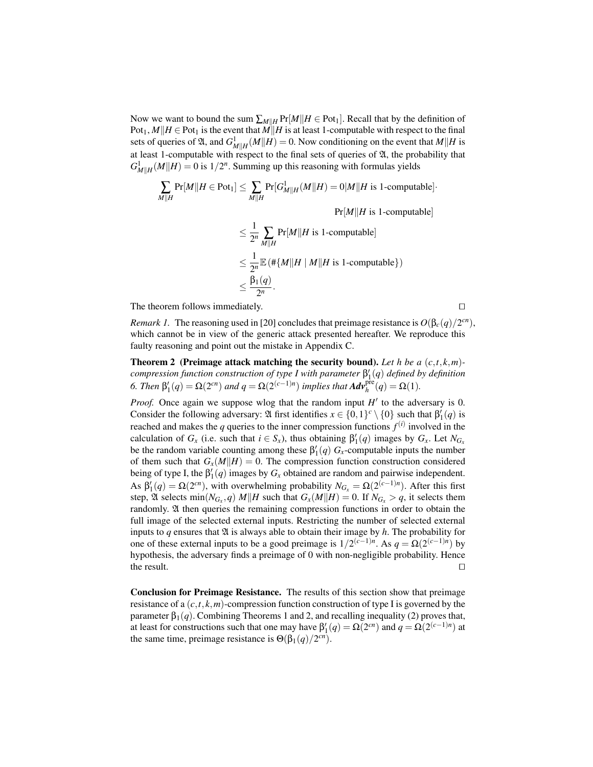Now we want to bound the sum $\sum_{M\|H} \Pr[M\|H \in \mathrm{Pot}_1]$. Recall that by the definition of $\mathrm{Pot}_1$, $M\|H \in \mathrm{Pot}_1$ is the event that $M\|H$ is at least 1-computable with respect to the final sets of queries of $\mathfrak{A}$, and $G^1_{M\|H}(M\|H) = 0$. Now conditioning on the event that $M\|H$ is at least 1-computable with respect to the final sets of queries of $\mathfrak{A}$, the probability that $G^1_{M\|H}(M\|H) = 0$ is $1/2^n$. Summing up this reasoning with formulas yields

$$\begin{aligned}
\sum_{M\|H} \Pr[M\|H \in \mathrm{Pot}_1] &\leq \sum_{M\|H} \Pr[G^1_{M\|H}(M\|H) = 0 | M\|H \text{ is 1-computable}] \cdot \\
&\qquad\qquad\qquad \Pr[M\|H \text{ is 1-computable}] \\
&\leq \frac{1}{2^n} \sum_{M\|H} \Pr[M\|H \text{ is 1-computable}] \\
&\leq \frac{1}{2^n} \mathbb{E}\left(\#\{M\|H \mid M\|H \text{ is 1-computable}\}\right) \\
&\leq \frac{\beta_1(q)}{2^n}.
\end{aligned}$$

The theorem follows immediately. $\square$

*Remark 1.* The reasoning used in [20] concludes that preimage resistance is $O(\beta_c(q)/2^{cn})$, which cannot be in view of the generic attack presented hereafter. We reproduce this faulty reasoning and point out the mistake in Appendix C.

**Theorem 2 (Preimage attack matching the security bound).** *Let $h$ be a $(c,t,k,m)$-compression function construction of type I with parameter $\beta'_1(q)$ defined by definition 6. Then $\beta'_1(q) = \Omega(2^{cn})$ and $q = \Omega(2^{(c-1)n})$ implies that $\boldsymbol{Adv}^{\mathrm{pre}}_h(q) = \Omega(1)$.*

*Proof.* Once again we suppose wlog that the random input $H'$ to the adversary is 0. Consider the following adversary: $\mathfrak{A}$ first identifies $x \in \{0,1\}^c \setminus \{0\}$ such that $\beta'_1(q)$ is reached and makes the $q$ queries to the inner compression functions $f^{(i)}$ involved in the calculation of $G_x$ (i.e. such that $i \in S_x$), thus obtaining $\beta'_1(q)$ images by $G_x$. Let $N_{G_x}$ be the random variable counting among these $\beta'_1(q)$ $G_x$-computable inputs the number of them such that $G_x(M\|H) = 0$. The compression function construction considered being of type I, the $\beta'_1(q)$ images by $G_x$ obtained are random and pairwise independent. As $\beta'_1(q) = \Omega(2^{cn})$, with overwhelming probability $N_{G_x} = \Omega(2^{(c-1)n})$. After this first step, $\mathfrak{A}$ selects $\min(N_{G_x}, q)$ $M\|H$ such that $G_x(M\|H) = 0$. If $N_{G_x} > q$, it selects them randomly. $\mathfrak{A}$ then queries the remaining compression functions in order to obtain the full image of the selected external inputs. Restricting the number of selected external inputs to $q$ ensures that $\mathfrak{A}$ is always able to obtain their image by $h$. The probability for one of these external inputs to be a good preimage is $1/2^{(c-1)n}$. As $q = \Omega(2^{(c-1)n})$ by hypothesis, the adversary finds a preimage of 0 with non-negligible probability. Hence the result. $\square$

**Conclusion for Preimage Resistance.** The results of this section show that preimage resistance of a $(c,t,k,m)$-compression function construction of type I is governed by the parameter $\beta_1(q)$. Combining Theorems 1 and 2, and recalling inequality (2) proves that, at least for constructions such that one may have $\beta'_1(q) = \Omega(2^{cn})$ and $q = \Omega(2^{(c-1)n})$ at the same time, preimage resistance is $\Theta(\beta_1(q)/2^{cn})$.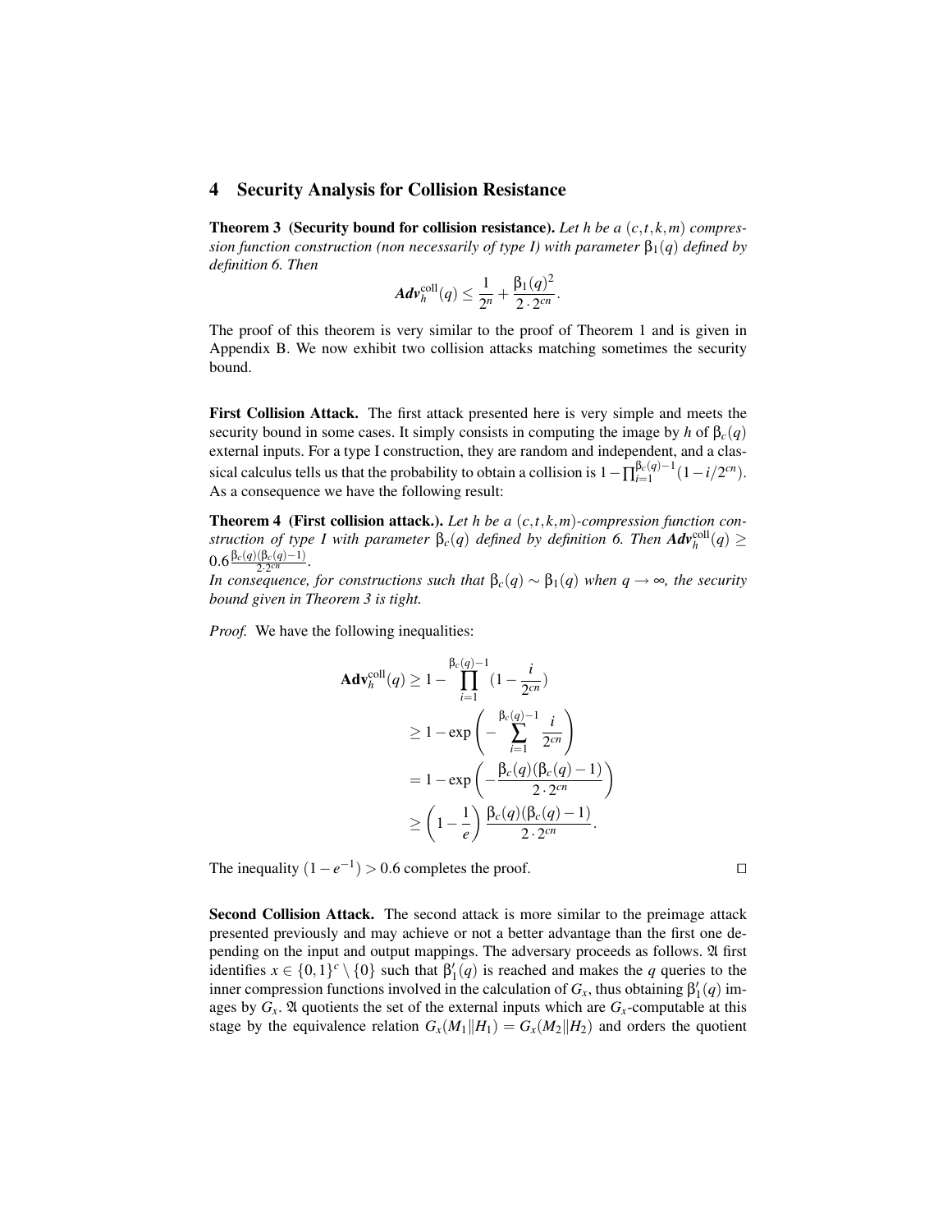## 4 Security Analysis for Collision Resistance

**Theorem 3 (Security bound for collision resistance).** *Let $h$ be a $(c,t,k,m)$ compression function construction (non necessarily of type I) with parameter $\beta_1(q)$ defined by definition 6. Then*

$$\mathbf{Adv}_h^{\mathrm{coll}}(q) \leq \frac{1}{2^n} + \frac{\beta_1(q)^2}{2 \cdot 2^{cn}}.$$

The proof of this theorem is very similar to the proof of Theorem 1 and is given in Appendix B. We now exhibit two collision attacks matching sometimes the security bound.

**First Collision Attack.** The first attack presented here is very simple and meets the security bound in some cases. It simply consists in computing the image by $h$ of $\beta_c(q)$ external inputs. For a type I construction, they are random and independent, and a classical calculus tells us that the probability to obtain a collision is $1 - \prod_{i=1}^{\beta_c(q)-1}(1 - i/2^{cn})$. As a consequence we have the following result:

**Theorem 4 (First collision attack.).** *Let $h$ be a $(c,t,k,m)$-compression function construction of type I with parameter $\beta_c(q)$ defined by definition 6. Then $\mathbf{Adv}_h^{\mathrm{coll}}(q) \geq 0.6 \frac{\beta_c(q)(\beta_c(q)-1)}{2 \cdot 2^{cn}}$.*
*In consequence, for constructions such that $\beta_c(q) \sim \beta_1(q)$ when $q \to \infty$, the security bound given in Theorem 3 is tight.*

*Proof.* We have the following inequalities:

$$\begin{aligned}
\mathbf{Adv}_h^{\mathrm{coll}}(q) &\geq 1 - \prod_{i=1}^{\beta_c(q)-1} (1 - \frac{i}{2^{cn}}) \\
&\geq 1 - \exp\left( - \sum_{i=1}^{\beta_c(q)-1} \frac{i}{2^{cn}} \right) \\
&= 1 - \exp\left( - \frac{\beta_c(q)(\beta_c(q)-1)}{2 \cdot 2^{cn}} \right) \\
&\geq \left(1 - \frac{1}{e}\right) \frac{\beta_c(q)(\beta_c(q)-1)}{2 \cdot 2^{cn}}.
\end{aligned}$$

The inequality $(1 - e^{-1}) > 0.6$ completes the proof. $\square$

**Second Collision Attack.** The second attack is more similar to the preimage attack presented previously and may achieve or not a better advantage than the first one depending on the input and output mappings. The adversary proceeds as follows. $\mathfrak{A}$ first identifies $x \in \{0,1\}^c \setminus \{0\}$ such that $\beta_1'(q)$ is reached and makes the $q$ queries to the inner compression functions involved in the calculation of $G_x$, thus obtaining $\beta_1'(q)$ images by $G_x$. $\mathfrak{A}$ quotients the set of the external inputs which are $G_x$-computable at this stage by the equivalence relation $G_x(M_1 \| H_1) = G_x(M_2 \| H_2)$ and orders the quotient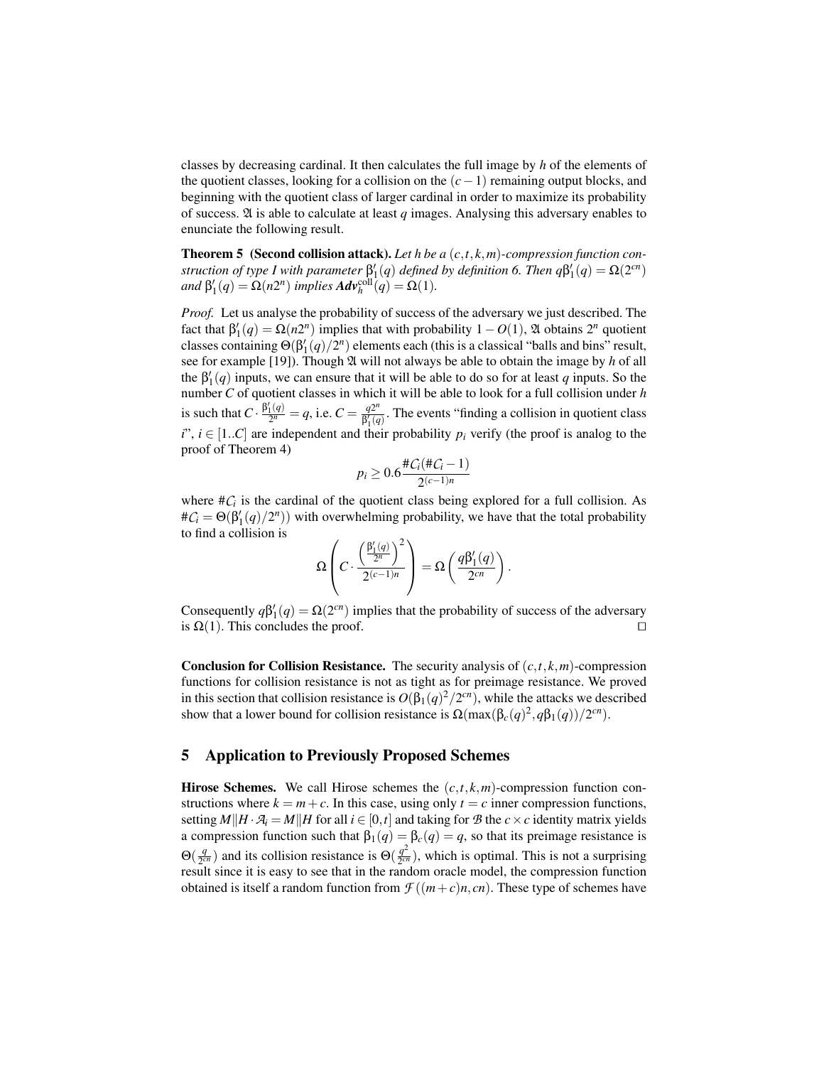classes by decreasing cardinal. It then calculates the full image by $h$ of the elements of the quotient classes, looking for a collision on the $(c-1)$ remaining output blocks, and beginning with the quotient class of larger cardinal in order to maximize its probability of success. $\mathfrak{A}$ is able to calculate at least $q$ images. Analysing this adversary enables to enunciate the following result.

**Theorem 5 (Second collision attack).** *Let $h$ be a $(c,t,k,m)$-compression function construction of type I with parameter $\beta_1'(q)$ defined by definition 6. Then $q\beta_1'(q) = \Omega(2^{cn})$ and $\beta_1'(q) = \Omega(n2^n)$ implies $\mathbf{Adv}_h^{\mathrm{coll}}(q) = \Omega(1)$.*

*Proof.* Let us analyse the probability of success of the adversary we just described. The fact that $\beta_1'(q) = \Omega(n2^n)$ implies that with probability $1-O(1)$, $\mathfrak{A}$ obtains $2^n$ quotient classes containing $\Theta(\beta_1'(q)/2^n)$ elements each (this is a classical "balls and bins" result, see for example [19]). Though $\mathfrak{A}$ will not always be able to obtain the image by $h$ of all the $\beta_1'(q)$ inputs, we can ensure that it will be able to do so for at least $q$ inputs. So the number $C$ of quotient classes in which it will be able to look for a full collision under $h$ is such that $C \cdot \frac{\beta_1'(q)}{2^n} = q$, i.e. $C = \frac{q2^n}{\beta_1'(q)}$. The events "finding a collision in quotient class $i$", $i \in [1..C]$ are independent and their probability $p_i$ verify (the proof is analog to the proof of Theorem 4)

$$p_i \geq 0.6 \frac{\#\mathcal{C}_i(\#\mathcal{C}_i - 1)}{2^{(c-1)n}}$$

where $\#\mathcal{C}_i$ is the cardinal of the quotient class being explored for a full collision. As $\#\mathcal{C}_i = \Theta(\beta_1'(q)/2^n))$ with overwhelming probability, we have that the total probability to find a collision is

$$\Omega\left( C \cdot \frac{\left(\frac{\beta_1'(q)}{2^n}\right)^2}{2^{(c-1)n}} \right) = \Omega\left( \frac{q\beta_1'(q)}{2^{cn}} \right).$$

Consequently $q\beta_1'(q) = \Omega(2^{cn})$ implies that the probability of success of the adversary is $\Omega(1)$. This concludes the proof. $\square$

**Conclusion for Collision Resistance.** The security analysis of $(c,t,k,m)$-compression functions for collision resistance is not as tight as for preimage resistance. We proved in this section that collision resistance is $O(\beta_1(q)^2/2^{cn})$, while the attacks we described show that a lower bound for collision resistance is $\Omega(\max(\beta_c(q)^2, q\beta_1(q))/2^{cn})$.

## 5 Application to Previously Proposed Schemes

**Hirose Schemes.** We call Hirose schemes the $(c,t,k,m)$-compression function constructions where $k = m+c$. In this case, using only $t = c$ inner compression functions, setting $M\|H \cdot \mathcal{A}_i = M\|H$ for all $i \in [0,t]$ and taking for $\mathcal{B}$ the $c \times c$ identity matrix yields a compression function such that $\beta_1(q) = \beta_c(q) = q$, so that its preimage resistance is $\Theta(\frac{q}{2^{cn}})$ and its collision resistance is $\Theta(\frac{q^2}{2^{cn}})$, which is optimal. This is not a surprising result since it is easy to see that in the random oracle model, the compression function obtained is itself a random function from $\mathcal{F}((m+c)n, cn)$. These type of schemes have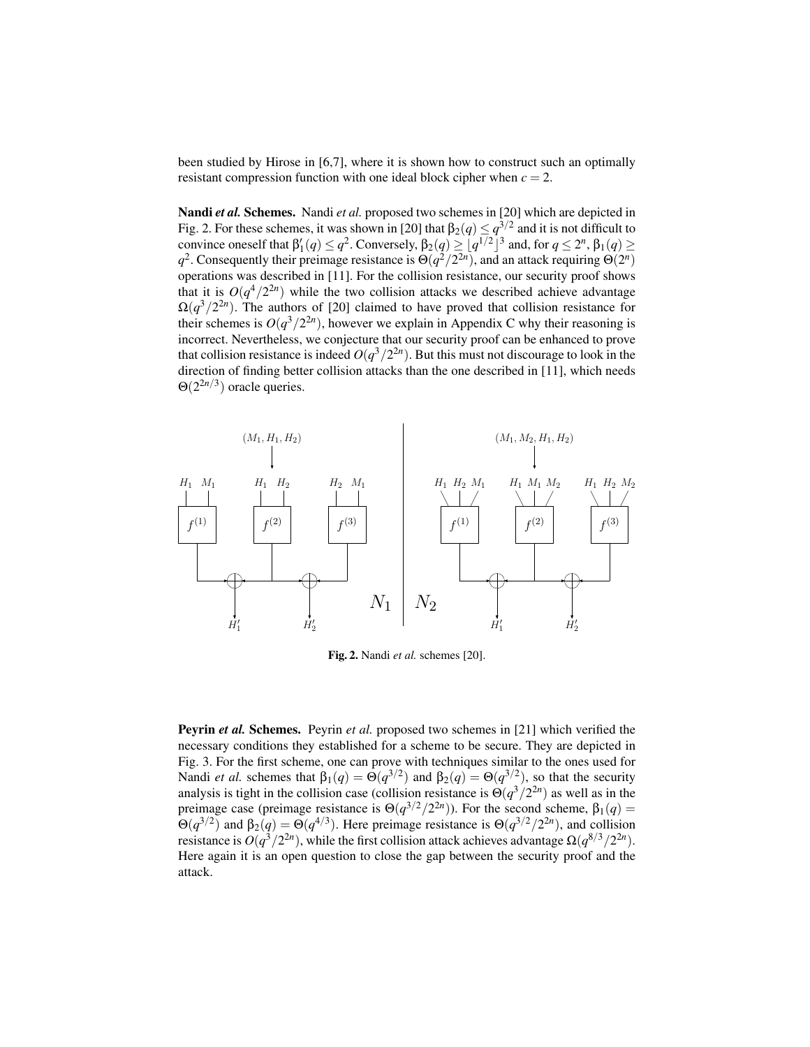been studied by Hirose in [6,7], where it is shown how to construct such an optimally resistant compression function with one ideal block cipher when $c = 2$.

**Nandi *et al.* Schemes.** Nandi *et al.* proposed two schemes in [20] which are depicted in Fig. 2. For these schemes, it was shown in [20] that $\beta_2(q) \leq q^{3/2}$ and it is not difficult to convince oneself that $\beta_1'(q) \leq q^2$. Conversely, $\beta_2(q) \geq \lfloor q^{1/2} \rfloor^3$ and, for $q \leq 2^n$, $\beta_1(q) \geq q^2$. Consequently their preimage resistance is $\Theta(q^2/2^{2n})$, and an attack requiring $\Theta(2^n)$ operations was described in [11]. For the collision resistance, our security proof shows that it is $O(q^4/2^{2n})$ while the two collision attacks we described achieve advantage $\Omega(q^3/2^{2n})$. The authors of [20] claimed to have proved that collision resistance for their schemes is $O(q^3/2^{2n})$, however we explain in Appendix C why their reasoning is incorrect. Nevertheless, we conjecture that our security proof can be enhanced to prove that collision resistance is indeed $O(q^3/2^{2n})$. But this must not discourage to look in the direction of finding better collision attacks than the one described in [11], which needs $\Theta(2^{2n/3})$ oracle queries.

**Fig. 2.** Nandi *et al.* schemes [20].

**Peyrin *et al.* Schemes.** Peyrin *et al.* proposed two schemes in [21] which verified the necessary conditions they established for a scheme to be secure. They are depicted in Fig. 3. For the first scheme, one can prove with techniques similar to the ones used for Nandi *et al.* schemes that $\beta_1(q) = \Theta(q^{3/2})$ and $\beta_2(q) = \Theta(q^{3/2})$, so that the security analysis is tight in the collision case (collision resistance is $\Theta(q^3/2^{2n})$ as well as in the preimage case (preimage resistance is $\Theta(q^{3/2}/2^{2n})$). For the second scheme, $\beta_1(q) = \Theta(q^{3/2})$ and $\beta_2(q) = \Theta(q^{4/3})$. Here preimage resistance is $\Theta(q^{3/2}/2^{2n})$, and collision resistance is $O(q^3/2^{2n})$, while the first collision attack achieves advantage $\Omega(q^{8/3}/2^{2n})$. Here again it is an open question to close the gap between the security proof and the attack.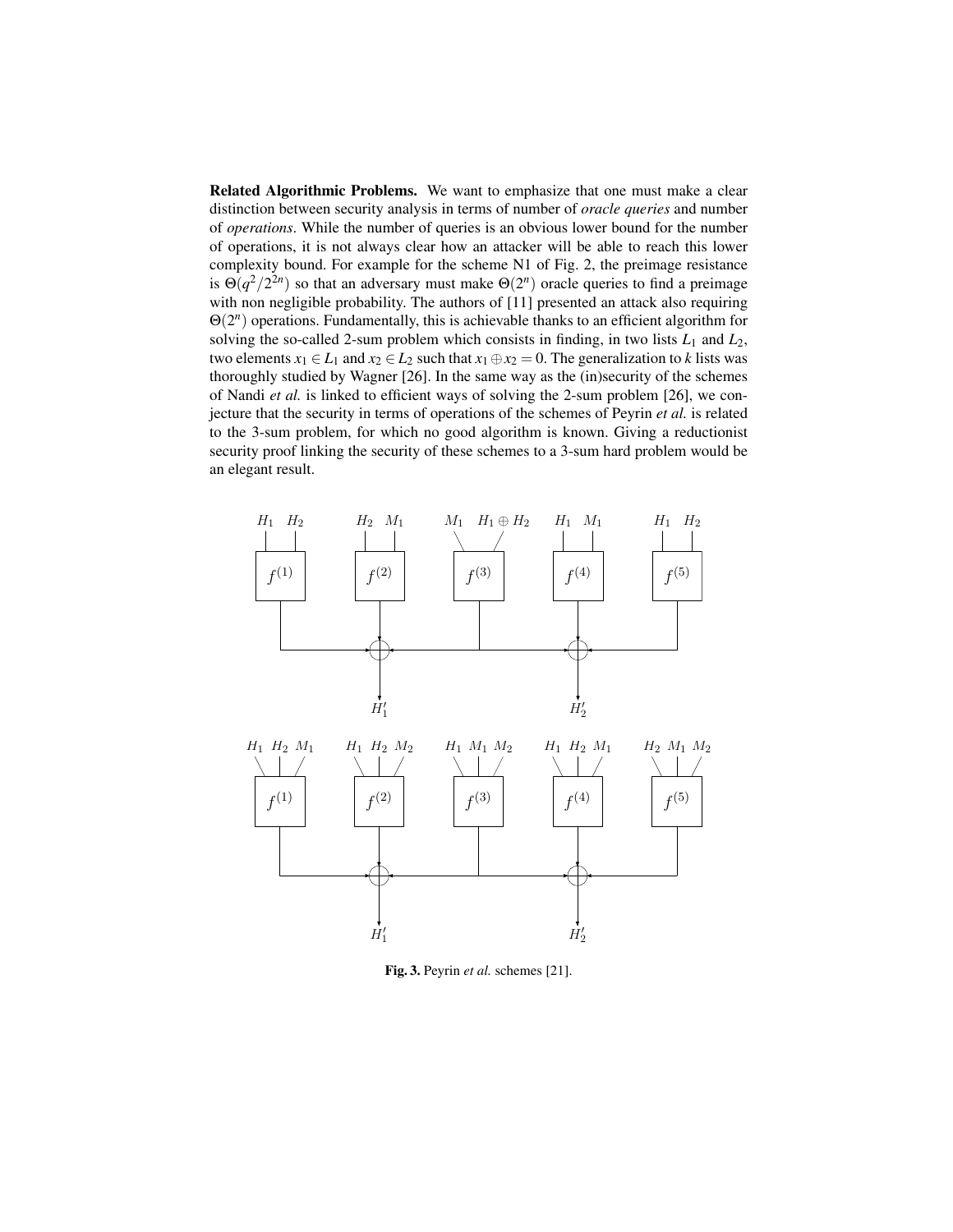**Related Algorithmic Problems.** We want to emphasize that one must make a clear distinction between security analysis in terms of number of *oracle queries* and number of *operations*. While the number of queries is an obvious lower bound for the number of operations, it is not always clear how an attacker will be able to reach this lower complexity bound. For example for the scheme N1 of Fig. 2, the preimage resistance is $\Theta(q^2/2^{2n})$ so that an adversary must make $\Theta(2^n)$ oracle queries to find a preimage with non negligible probability. The authors of [11] presented an attack also requiring $\Theta(2^n)$ operations. Fundamentally, this is achievable thanks to an efficient algorithm for solving the so-called 2-sum problem which consists in finding, in two lists $L_1$ and $L_2$, two elements $x_1 \in L_1$ and $x_2 \in L_2$ such that $x_1 \oplus x_2 = 0$. The generalization to $k$ lists was thoroughly studied by Wagner [26]. In the same way as the (in)security of the schemes of Nandi *et al.* is linked to efficient ways of solving the 2-sum problem [26], we conjecture that the security in terms of operations of the schemes of Peyrin *et al.* is related to the 3-sum problem, for which no good algorithm is known. Giving a reductionist security proof linking the security of these schemes to a 3-sum hard problem would be an elegant result.

**Fig. 3.** Peyrin *et al.* schemes [21].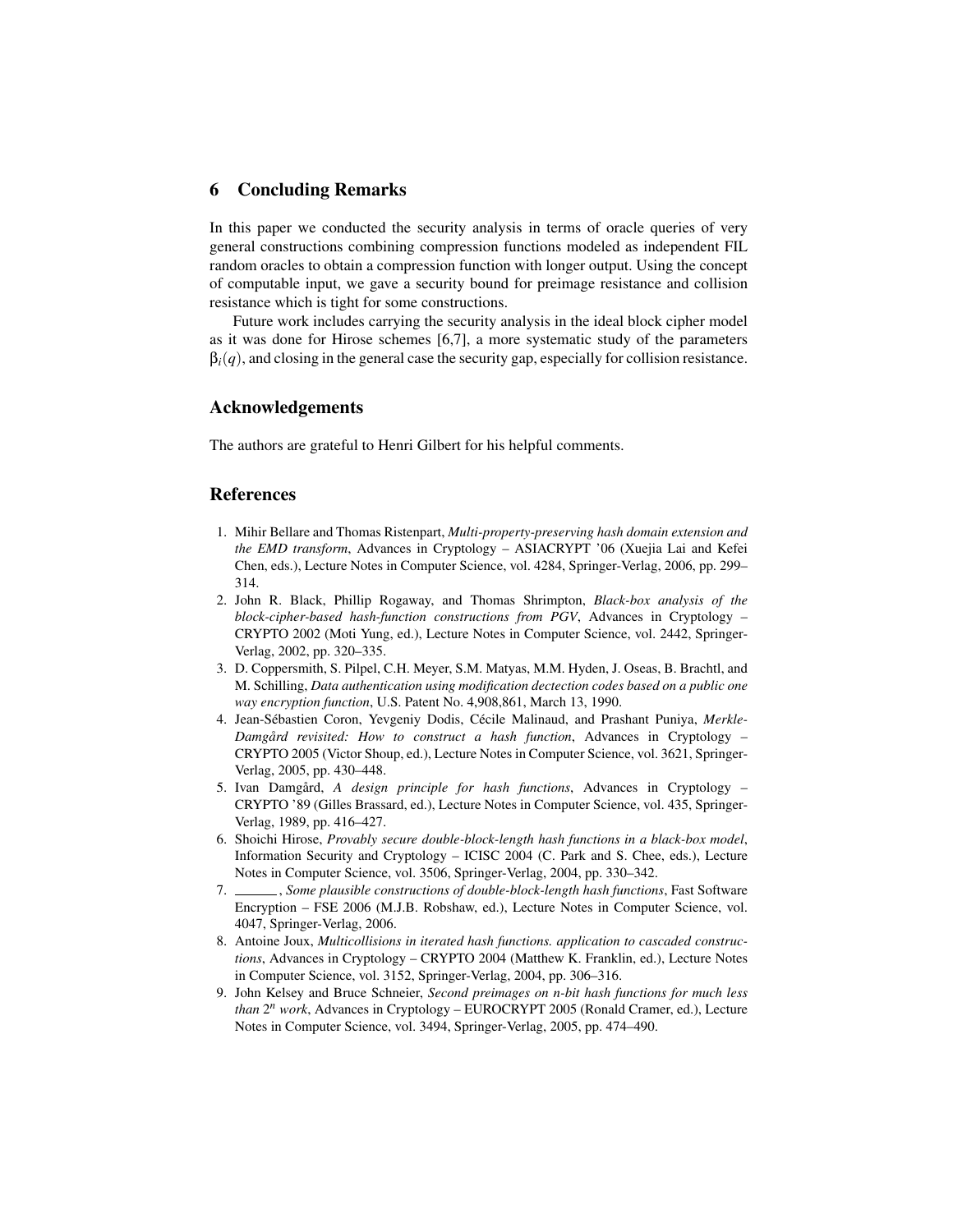## 6 Concluding Remarks

In this paper we conducted the security analysis in terms of oracle queries of very general constructions combining compression functions modeled as independent FIL random oracles to obtain a compression function with longer output. Using the concept of computable input, we gave a security bound for preimage resistance and collision resistance which is tight for some constructions.

Future work includes carrying the security analysis in the ideal block cipher model as it was done for Hirose schemes [6,7], a more systematic study of the parameters $\beta_i(q)$, and closing in the general case the security gap, especially for collision resistance.

## Acknowledgements

The authors are grateful to Henri Gilbert for his helpful comments.

## References

1. Mihir Bellare and Thomas Ristenpart, *Multi-property-preserving hash domain extension and the EMD transform*, Advances in Cryptology – ASIACRYPT '06 (Xuejia Lai and Kefei Chen, eds.), Lecture Notes in Computer Science, vol. 4284, Springer-Verlag, 2006, pp. 299–314.
2. John R. Black, Phillip Rogaway, and Thomas Shrimpton, *Black-box analysis of the block-cipher-based hash-function constructions from PGV*, Advances in Cryptology – CRYPTO 2002 (Moti Yung, ed.), Lecture Notes in Computer Science, vol. 2442, Springer-Verlag, 2002, pp. 320–335.
3. D. Coppersmith, S. Pilpel, C.H. Meyer, S.M. Matyas, M.M. Hyden, J. Oseas, B. Brachtl, and M. Schilling, *Data authentication using modification dectection codes based on a public one way encryption function*, U.S. Patent No. 4,908,861, March 13, 1990.
4. Jean-Sébastien Coron, Yevgeniy Dodis, Cécile Malinaud, and Prashant Puniya, *Merkle-Damgård revisited: How to construct a hash function*, Advances in Cryptology – CRYPTO 2005 (Victor Shoup, ed.), Lecture Notes in Computer Science, vol. 3621, Springer-Verlag, 2005, pp. 430–448.
5. Ivan Damgård, *A design principle for hash functions*, Advances in Cryptology – CRYPTO '89 (Gilles Brassard, ed.), Lecture Notes in Computer Science, vol. 435, Springer-Verlag, 1989, pp. 416–427.
6. Shoichi Hirose, *Provably secure double-block-length hash functions in a black-box model*, Information Security and Cryptology – ICISC 2004 (C. Park and S. Chee, eds.), Lecture Notes in Computer Science, vol. 3506, Springer-Verlag, 2004, pp. 330–342.
7. ______, *Some plausible constructions of double-block-length hash functions*, Fast Software Encryption – FSE 2006 (M.J.B. Robshaw, ed.), Lecture Notes in Computer Science, vol. 4047, Springer-Verlag, 2006.
8. Antoine Joux, *Multicollisions in iterated hash functions. application to cascaded constructions*, Advances in Cryptology – CRYPTO 2004 (Matthew K. Franklin, ed.), Lecture Notes in Computer Science, vol. 3152, Springer-Verlag, 2004, pp. 306–316.
9. John Kelsey and Bruce Schneier, *Second preimages on n-bit hash functions for much less than* $2^n$ *work*, Advances in Cryptology – EUROCRYPT 2005 (Ronald Cramer, ed.), Lecture Notes in Computer Science, vol. 3494, Springer-Verlag, 2005, pp. 474–490.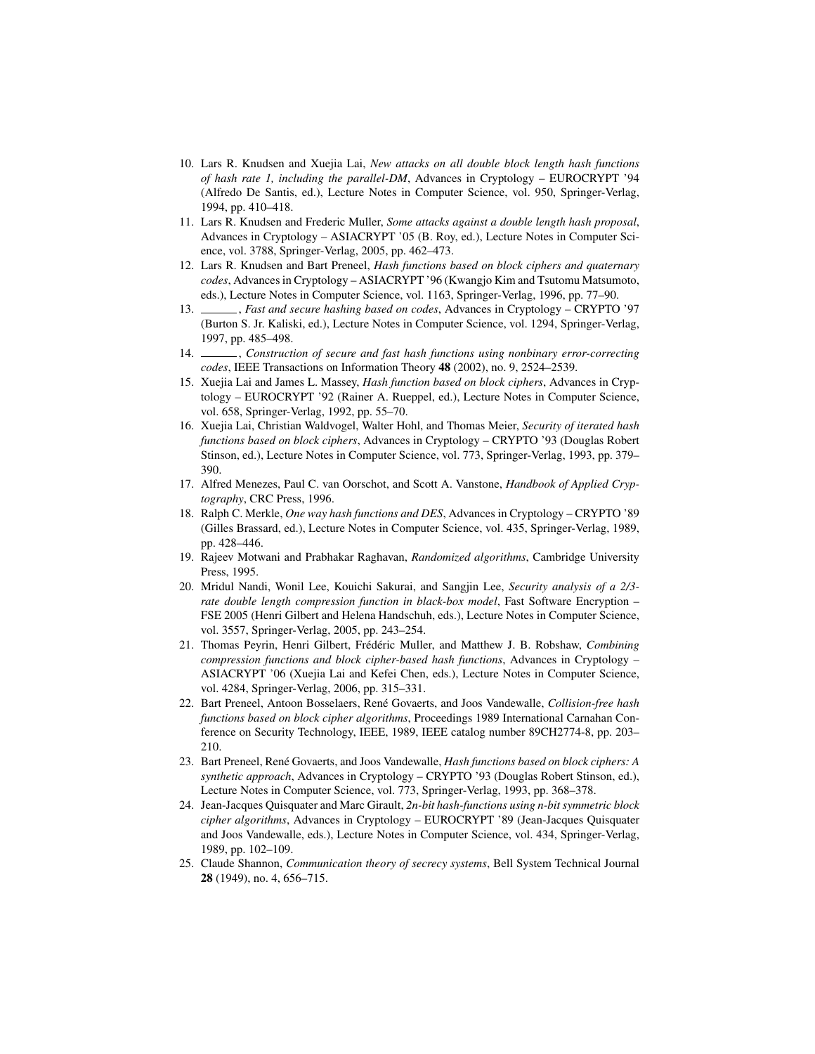10. Lars R. Knudsen and Xuejia Lai, *New attacks on all double block length hash functions of hash rate 1, including the parallel-DM*, Advances in Cryptology – EUROCRYPT '94 (Alfredo De Santis, ed.), Lecture Notes in Computer Science, vol. 950, Springer-Verlag, 1994, pp. 410–418.
11. Lars R. Knudsen and Frederic Muller, *Some attacks against a double length hash proposal*, Advances in Cryptology – ASIACRYPT '05 (B. Roy, ed.), Lecture Notes in Computer Science, vol. 3788, Springer-Verlag, 2005, pp. 462–473.
12. Lars R. Knudsen and Bart Preneel, *Hash functions based on block ciphers and quaternary codes*, Advances in Cryptology – ASIACRYPT '96 (Kwangjo Kim and Tsutomu Matsumoto, eds.), Lecture Notes in Computer Science, vol. 1163, Springer-Verlag, 1996, pp. 77–90.
13. ______, *Fast and secure hashing based on codes*, Advances in Cryptology – CRYPTO '97 (Burton S. Jr. Kaliski, ed.), Lecture Notes in Computer Science, vol. 1294, Springer-Verlag, 1997, pp. 485–498.
14. ______, *Construction of secure and fast hash functions using nonbinary error-correcting codes*, IEEE Transactions on Information Theory **48** (2002), no. 9, 2524–2539.
15. Xuejia Lai and James L. Massey, *Hash function based on block ciphers*, Advances in Cryptology – EUROCRYPT '92 (Rainer A. Rueppel, ed.), Lecture Notes in Computer Science, vol. 658, Springer-Verlag, 1992, pp. 55–70.
16. Xuejia Lai, Christian Waldvogel, Walter Hohl, and Thomas Meier, *Security of iterated hash functions based on block ciphers*, Advances in Cryptology – CRYPTO '93 (Douglas Robert Stinson, ed.), Lecture Notes in Computer Science, vol. 773, Springer-Verlag, 1993, pp. 379–390.
17. Alfred Menezes, Paul C. van Oorschot, and Scott A. Vanstone, *Handbook of Applied Cryptography*, CRC Press, 1996.
18. Ralph C. Merkle, *One way hash functions and DES*, Advances in Cryptology – CRYPTO '89 (Gilles Brassard, ed.), Lecture Notes in Computer Science, vol. 435, Springer-Verlag, 1989, pp. 428–446.
19. Rajeev Motwani and Prabhakar Raghavan, *Randomized algorithms*, Cambridge University Press, 1995.
20. Mridul Nandi, Wonil Lee, Kouichi Sakurai, and Sangjin Lee, *Security analysis of a 2/3-rate double length compression function in black-box model*, Fast Software Encryption – FSE 2005 (Henri Gilbert and Helena Handschuh, eds.), Lecture Notes in Computer Science, vol. 3557, Springer-Verlag, 2005, pp. 243–254.
21. Thomas Peyrin, Henri Gilbert, Frédéric Muller, and Matthew J. B. Robshaw, *Combining compression functions and block cipher-based hash functions*, Advances in Cryptology – ASIACRYPT '06 (Xuejia Lai and Kefei Chen, eds.), Lecture Notes in Computer Science, vol. 4284, Springer-Verlag, 2006, pp. 315–331.
22. Bart Preneel, Antoon Bosselaers, René Govaerts, and Joos Vandewalle, *Collision-free hash functions based on block cipher algorithms*, Proceedings 1989 International Carnahan Conference on Security Technology, IEEE, 1989, IEEE catalog number 89CH2774-8, pp. 203–210.
23. Bart Preneel, René Govaerts, and Joos Vandewalle, *Hash functions based on block ciphers: A synthetic approach*, Advances in Cryptology – CRYPTO '93 (Douglas Robert Stinson, ed.), Lecture Notes in Computer Science, vol. 773, Springer-Verlag, 1993, pp. 368–378.
24. Jean-Jacques Quisquater and Marc Girault, *2n-bit hash-functions using n-bit symmetric block cipher algorithms*, Advances in Cryptology – EUROCRYPT '89 (Jean-Jacques Quisquater and Joos Vandewalle, eds.), Lecture Notes in Computer Science, vol. 434, Springer-Verlag, 1989, pp. 102–109.
25. Claude Shannon, *Communication theory of secrecy systems*, Bell System Technical Journal **28** (1949), no. 4, 656–715.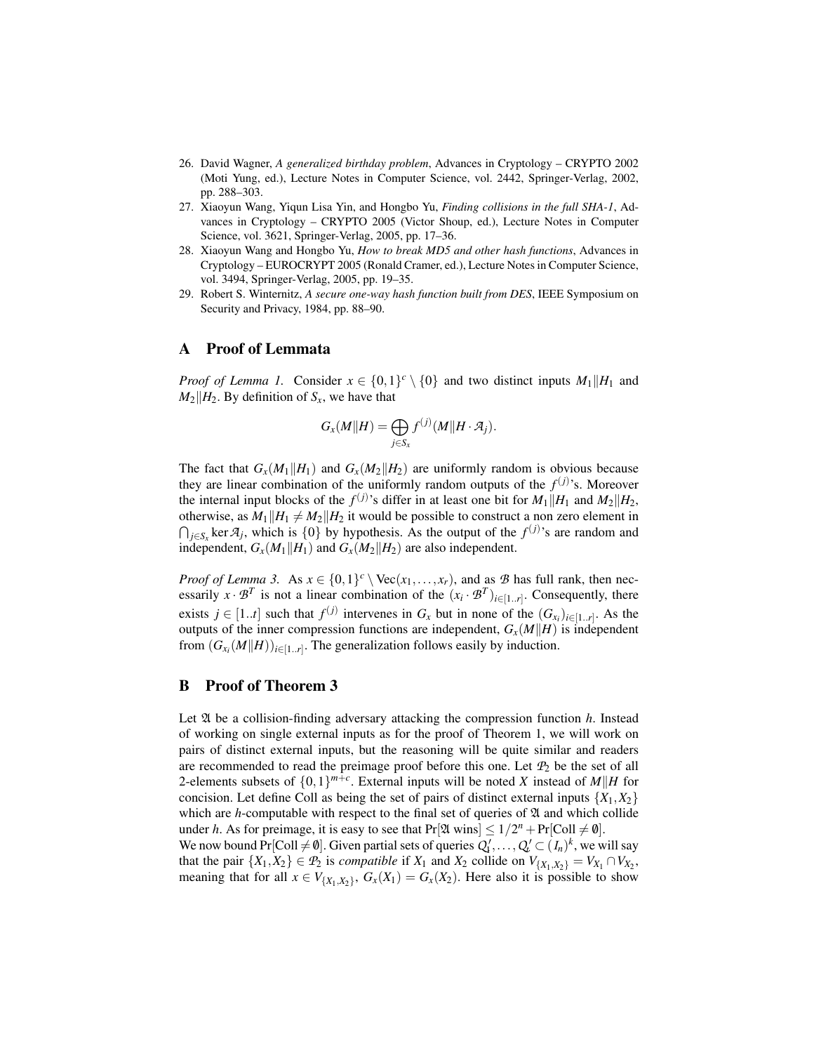26. David Wagner, *A generalized birthday problem*, Advances in Cryptology – CRYPTO 2002 (Moti Yung, ed.), Lecture Notes in Computer Science, vol. 2442, Springer-Verlag, 2002, pp. 288–303.
27. Xiaoyun Wang, Yiqun Lisa Yin, and Hongbo Yu, *Finding collisions in the full SHA-1*, Advances in Cryptology – CRYPTO 2005 (Victor Shoup, ed.), Lecture Notes in Computer Science, vol. 3621, Springer-Verlag, 2005, pp. 17–36.
28. Xiaoyun Wang and Hongbo Yu, *How to break MD5 and other hash functions*, Advances in Cryptology – EUROCRYPT 2005 (Ronald Cramer, ed.), Lecture Notes in Computer Science, vol. 3494, Springer-Verlag, 2005, pp. 19–35.
29. Robert S. Winternitz, *A secure one-way hash function built from DES*, IEEE Symposium on Security and Privacy, 1984, pp. 88–90.

## A Proof of Lemmata

*Proof of Lemma 1.* Consider $x \in \{0,1\}^c \setminus \{0\}$ and two distinct inputs $M_1\|H_1$ and $M_2\|H_2$. By definition of $S_x$, we have that

$$G_x(M\|H) = \bigoplus_{j \in S_x} f^{(j)}(M\|H \cdot \mathcal{A}_j).$$

The fact that $G_x(M_1\|H_1)$ and $G_x(M_2\|H_2)$ are uniformly random is obvious because they are linear combination of the uniformly random outputs of the $f^{(j)}$'s. Moreover the internal input blocks of the $f^{(j)}$'s differ in at least one bit for $M_1\|H_1$ and $M_2\|H_2$, otherwise, as $M_1\|H_1 \neq M_2\|H_2$ it would be possible to construct a non zero element in $\bigcap_{j \in S_x} \ker \mathcal{A}_j$, which is $\{0\}$ by hypothesis. As the output of the $f^{(j)}$'s are random and independent, $G_x(M_1\|H_1)$ and $G_x(M_2\|H_2)$ are also independent.

*Proof of Lemma 3.* As $x \in \{0,1\}^c \setminus \mathrm{Vec}(x_1, \ldots, x_r)$, and as $\mathcal{B}$ has full rank, then necessarily $x \cdot \mathcal{B}^T$ is not a linear combination of the $(x_i \cdot \mathcal{B}^T)_{i \in [1..r]}$. Consequently, there exists $j \in [1..t]$ such that $f^{(j)}$ intervenes in $G_x$ but in none of the $(G_{x_i})_{i \in [1..r]}$. As the outputs of the inner compression functions are independent, $G_x(M\|H)$ is independent from $(G_{x_i}(M\|H))_{i \in [1..r]}$. The generalization follows easily by induction.

## B Proof of Theorem 3

Let $\mathfrak{A}$ be a collision-finding adversary attacking the compression function $h$. Instead of working on single external inputs as for the proof of Theorem 1, we will work on pairs of distinct external inputs, but the reasoning will be quite similar and readers are recommended to read the preimage proof before this one. Let $\mathcal{P}_2$ be the set of all 2-elements subsets of $\{0,1\}^{m+c}$. External inputs will be noted $X$ instead of $M\|H$ for concision. Let define Coll as being the set of pairs of distinct external inputs $\{X_1, X_2\}$ which are $h$-computable with respect to the final set of queries of $\mathfrak{A}$ and which collide under $h$. As for preimage, it is easy to see that $\Pr[\mathfrak{A} \text{ wins}] \leq 1/2^n + \Pr[\mathrm{Coll} \neq \emptyset]$.

We now bound $\Pr[\mathrm{Coll} \neq \emptyset]$. Given partial sets of queries $Q_1', \ldots, Q_t' \subset (I_n)^k$, we will say that the pair $\{X_1, X_2\} \in \mathcal{P}_2$ is *compatible* if $X_1$ and $X_2$ collide on $V_{\{X_1,X_2\}} = V_{X_1} \cap V_{X_2}$, meaning that for all $x \in V_{\{X_1,X_2\}}$, $G_x(X_1) = G_x(X_2)$. Here also it is possible to show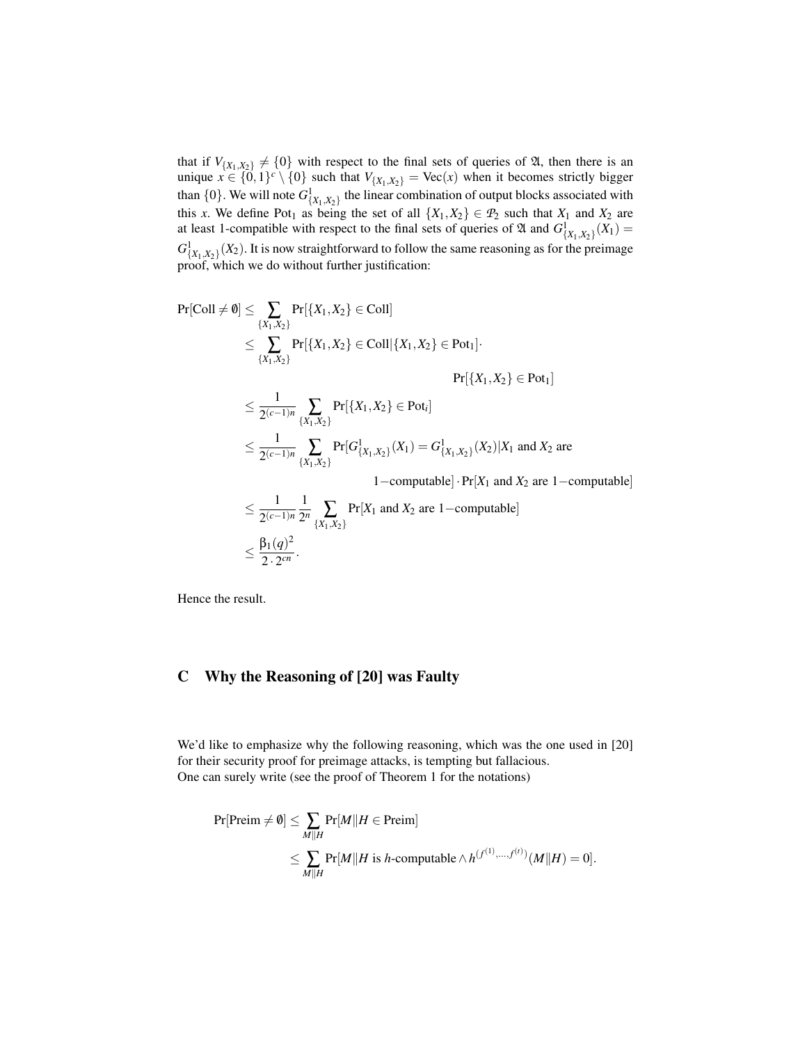that if $V_{\{X_1,X_2\}} \neq \{0\}$ with respect to the final sets of queries of $\mathfrak{A}$, then there is an unique $x \in \{0,1\}^c \setminus \{0\}$ such that $V_{\{X_1,X_2\}} = \mathrm{Vec}(x)$ when it becomes strictly bigger than $\{0\}$. We will note $G^1_{\{X_1,X_2\}}$ the linear combination of output blocks associated with this $x$. We define $\mathrm{Pot}_1$ as being the set of all $\{X_1,X_2\} \in \mathcal{P}_2$ such that $X_1$ and $X_2$ are at least 1-compatible with respect to the final sets of queries of $\mathfrak{A}$ and $G^1_{\{X_1,X_2\}}(X_1) = G^1_{\{X_1,X_2\}}(X_2)$. It is now straightforward to follow the same reasoning as for the preimage proof, which we do without further justification:

$$
\begin{aligned}
\Pr[\mathrm{Coll} \neq \emptyset] &\leq \sum_{\{X_1,X_2\}} \Pr[\{X_1,X_2\} \in \mathrm{Coll}] \\
&\leq \sum_{\{X_1,X_2\}} \Pr[\{X_1,X_2\} \in \mathrm{Coll} | \{X_1,X_2\} \in \mathrm{Pot}_1] \cdot \\
&\qquad\qquad\qquad\qquad\qquad\qquad \Pr[\{X_1,X_2\} \in \mathrm{Pot}_1] \\
&\leq \frac{1}{2^{(c-1)n}} \sum_{\{X_1,X_2\}} \Pr[\{X_1,X_2\} \in \mathrm{Pot}_i] \\
&\leq \frac{1}{2^{(c-1)n}} \sum_{\{X_1,X_2\}} \Pr[G^1_{\{X_1,X_2\}}(X_1) = G^1_{\{X_1,X_2\}}(X_2) | X_1 \text{ and } X_2 \text{ are} \\
&\qquad\qquad 1\text{-computable}] \cdot \Pr[X_1 \text{ and } X_2 \text{ are } 1\text{-computable}] \\
&\leq \frac{1}{2^{(c-1)n}} \frac{1}{2^n} \sum_{\{X_1,X_2\}} \Pr[X_1 \text{ and } X_2 \text{ are } 1\text{-computable}] \\
&\leq \frac{\beta_1(q)^2}{2 \cdot 2^{cn}}.
\end{aligned}
$$

Hence the result.

## C Why the Reasoning of [20] was Faulty

We'd like to emphasize why the following reasoning, which was the one used in [20] for their security proof for preimage attacks, is tempting but fallacious.
One can surely write (see the proof of Theorem 1 for the notations)

$$
\begin{aligned}
\Pr[\mathrm{Preim} \neq \emptyset] &\leq \sum_{M\|H} \Pr[M\|H \in \mathrm{Preim}] \\
&\leq \sum_{M\|H} \Pr[M\|H \text{ is } h\text{-computable} \wedge h^{(f^{(1)},\ldots,f^{(t)})}(M\|H) = 0].
\end{aligned}
$$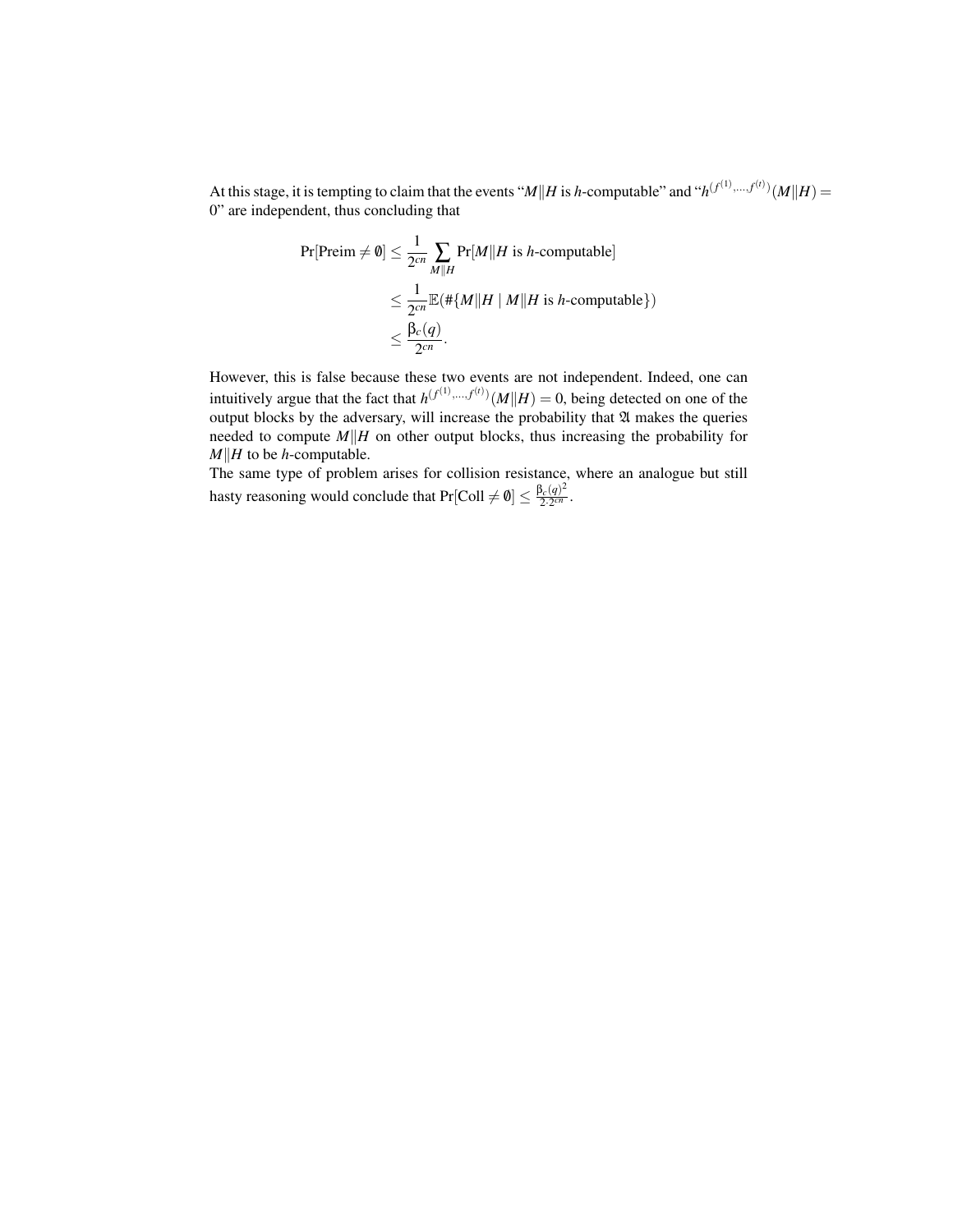At this stage, it is tempting to claim that the events "$M\|H$ is $h$-computable" and "$h^{(f^{(1)},\ldots,f^{(t)})}(M\|H) = 0$" are independent, thus concluding that

$$
\begin{aligned}
\Pr[\text{Preim} \neq \emptyset] &\leq \frac{1}{2^{cn}} \sum_{M\|H} \Pr[M\|H \text{ is } h\text{-computable}] \\
&\leq \frac{1}{2^{cn}} \mathbb{E}(\#\{M\|H \mid M\|H \text{ is } h\text{-computable}\}) \\
&\leq \frac{\beta_c(q)}{2^{cn}}.
\end{aligned}
$$

However, this is false because these two events are not independent. Indeed, one can intuitively argue that the fact that $h^{(f^{(1)},\ldots,f^{(t)})}(M\|H) = 0$, being detected on one of the output blocks by the adversary, will increase the probability that $\mathfrak{A}$ makes the queries needed to compute $M\|H$ on other output blocks, thus increasing the probability for $M\|H$ to be $h$-computable.

The same type of problem arises for collision resistance, where an analogue but still hasty reasoning would conclude that $\Pr[\text{Coll} \neq \emptyset] \leq \frac{\beta_c(q)^2}{2 \cdot 2^{cn}}$.